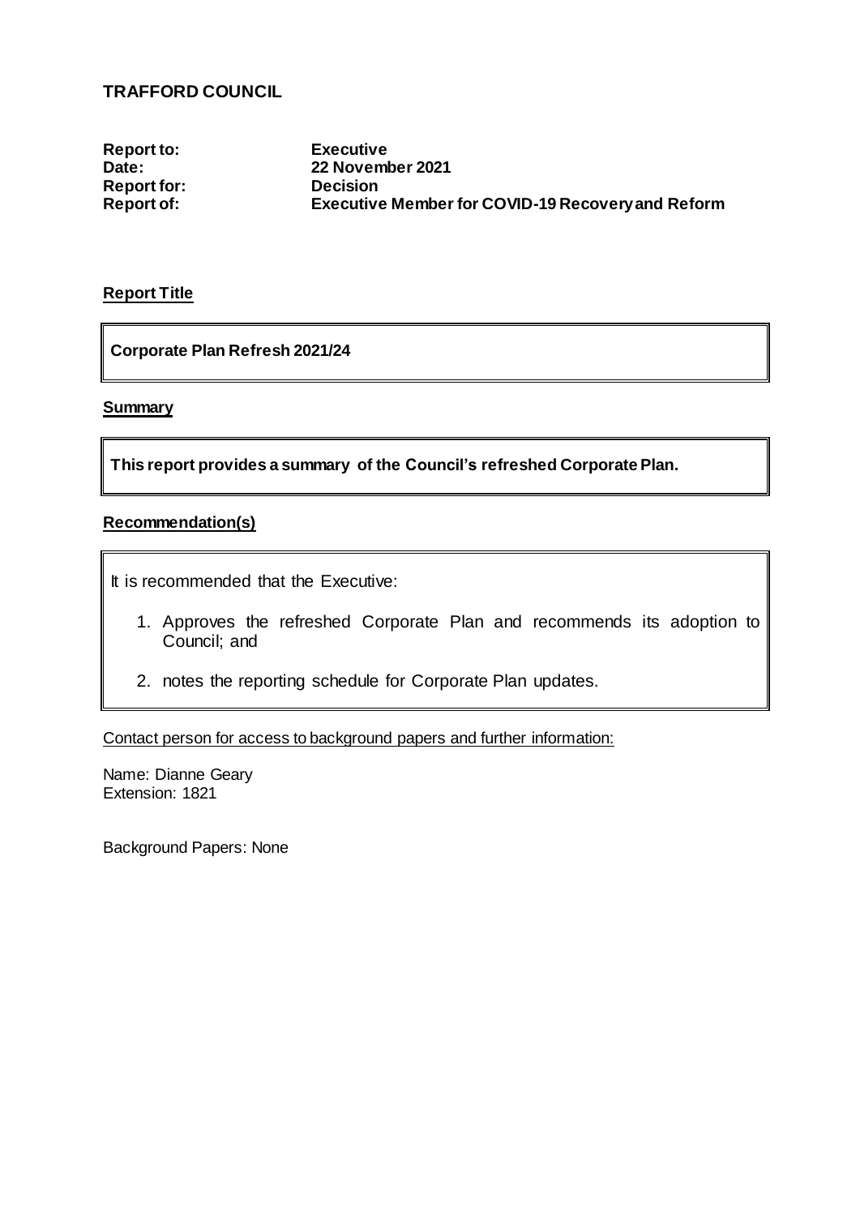## TRAFFORD COUNCIL

**Report to:** **Executive**
**Date:** **22 November 2021**
**Report for:** **Decision**
**Report of:** **Executive Member for COVID-19 Recovery and Reform**

**Report Title**

**Corporate Plan Refresh 2021/24**

**Summary**

**This report provides a summary of the Council's refreshed Corporate Plan.**

**Recommendation(s)**

It is recommended that the Executive:

1. Approves the refreshed Corporate Plan and recommends its adoption to Council; and
2. notes the reporting schedule for Corporate Plan updates.

Contact person for access to background papers and further information:

Name: Dianne Geary
Extension: 1821

Background Papers: None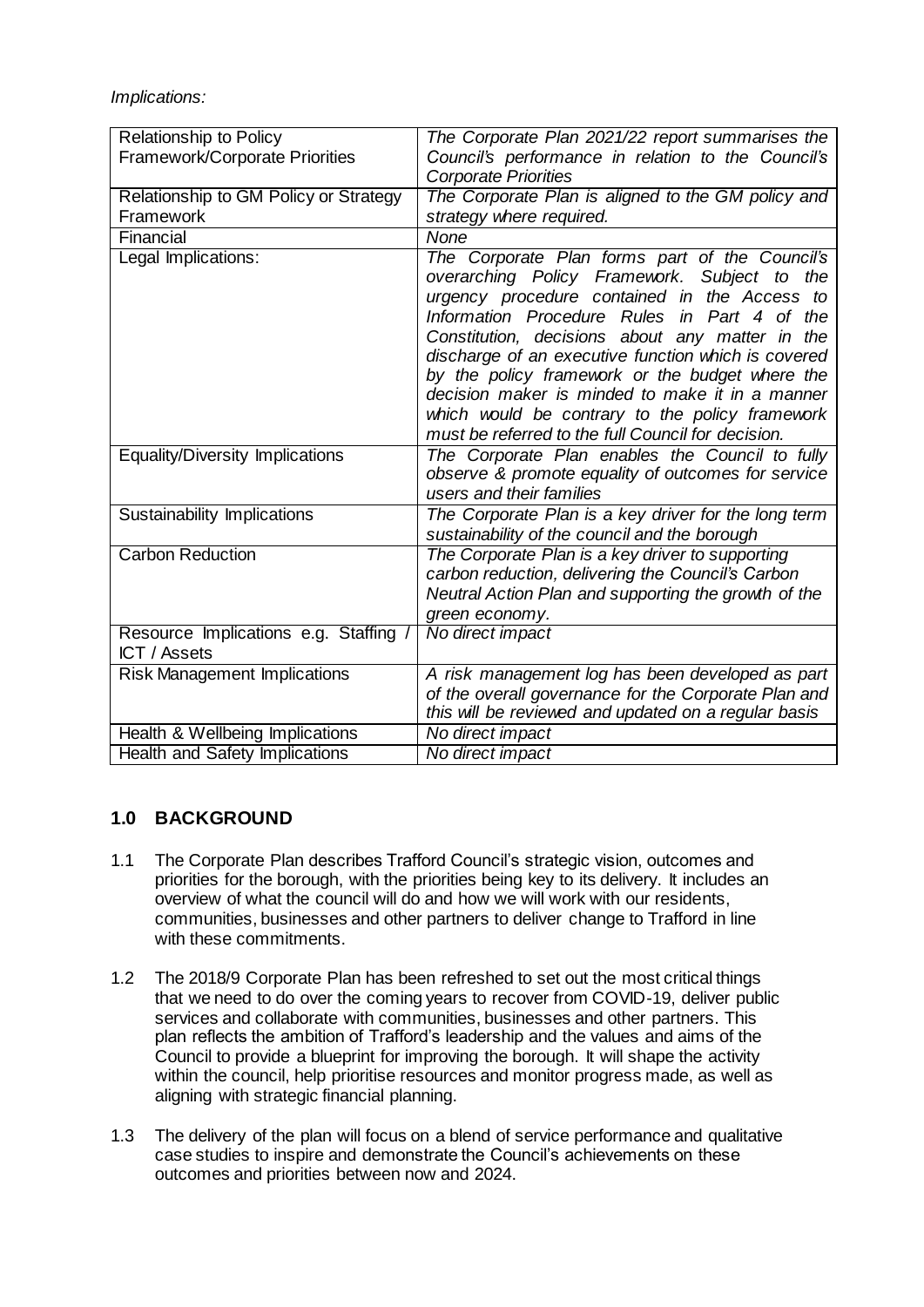*Implications:*

| | |
|---|---|
| Relationship to Policy Framework/Corporate Priorities | *The Corporate Plan 2021/22 report summarises the Council's performance in relation to the Council's Corporate Priorities* |
| Relationship to GM Policy or Strategy Framework | *The Corporate Plan is aligned to the GM policy and strategy where required.* |
| Financial | *None* |
| Legal Implications: | *The Corporate Plan forms part of the Council's overarching Policy Framework. Subject to the urgency procedure contained in the Access to Information Procedure Rules in Part 4 of the Constitution, decisions about any matter in the discharge of an executive function which is covered by the policy framework or the budget where the decision maker is minded to make it in a manner which would be contrary to the policy framework must be referred to the full Council for decision.* |
| Equality/Diversity Implications | *The Corporate Plan enables the Council to fully observe & promote equality of outcomes for service users and their families* |
| Sustainability Implications | *The Corporate Plan is a key driver for the long term sustainability of the council and the borough* |
| Carbon Reduction | *The Corporate Plan is a key driver to supporting carbon reduction, delivering the Council's Carbon Neutral Action Plan and supporting the growth of the green economy.* |
| Resource Implications e.g. Staffing / ICT / Assets | *No direct impact* |
| Risk Management Implications | *A risk management log has been developed as part of the overall governance for the Corporate Plan and this will be reviewed and updated on a regular basis* |
| Health & Wellbeing Implications | *No direct impact* |
| Health and Safety Implications | *No direct impact* |

## 1.0 BACKGROUND

1.1 The Corporate Plan describes Trafford Council's strategic vision, outcomes and priorities for the borough, with the priorities being key to its delivery. It includes an overview of what the council will do and how we will work with our residents, communities, businesses and other partners to deliver change to Trafford in line with these commitments.

1.2 The 2018/9 Corporate Plan has been refreshed to set out the most critical things that we need to do over the coming years to recover from COVID-19, deliver public services and collaborate with communities, businesses and other partners. This plan reflects the ambition of Trafford's leadership and the values and aims of the Council to provide a blueprint for improving the borough. It will shape the activity within the council, help prioritise resources and monitor progress made, as well as aligning with strategic financial planning.

1.3 The delivery of the plan will focus on a blend of service performance and qualitative case studies to inspire and demonstrate the Council's achievements on these outcomes and priorities between now and 2024.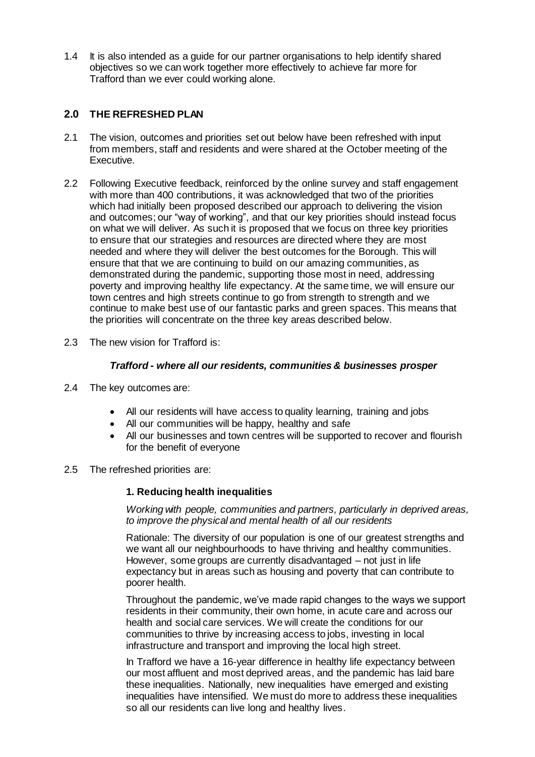1.4 It is also intended as a guide for our partner organisations to help identify shared objectives so we can work together more effectively to achieve far more for Trafford than we ever could working alone.

## 2.0 THE REFRESHED PLAN

2.1 The vision, outcomes and priorities set out below have been refreshed with input from members, staff and residents and were shared at the October meeting of the Executive.

2.2 Following Executive feedback, reinforced by the online survey and staff engagement with more than 400 contributions, it was acknowledged that two of the priorities which had initially been proposed described our approach to delivering the vision and outcomes; our "way of working", and that our key priorities should instead focus on what we will deliver. As such it is proposed that we focus on three key priorities to ensure that our strategies and resources are directed where they are most needed and where they will deliver the best outcomes for the Borough. This will ensure that that we are continuing to build on our amazing communities, as demonstrated during the pandemic, supporting those most in need, addressing poverty and improving healthy life expectancy. At the same time, we will ensure our town centres and high streets continue to go from strength to strength and we continue to make best use of our fantastic parks and green spaces. This means that the priorities will concentrate on the three key areas described below.

2.3 The new vision for Trafford is:

***Trafford - where all our residents, communities & businesses prosper***

2.4 The key outcomes are:

- All our residents will have access to quality learning, training and jobs
- All our communities will be happy, healthy and safe
- All our businesses and town centres will be supported to recover and flourish for the benefit of everyone

2.5 The refreshed priorities are:

**1. Reducing health inequalities**

*Working with people, communities and partners, particularly in deprived areas, to improve the physical and mental health of all our residents*

Rationale: The diversity of our population is one of our greatest strengths and we want all our neighbourhoods to have thriving and healthy communities. However, some groups are currently disadvantaged – not just in life expectancy but in areas such as housing and poverty that can contribute to poorer health.

Throughout the pandemic, we've made rapid changes to the ways we support residents in their community, their own home, in acute care and across our health and social care services. We will create the conditions for our communities to thrive by increasing access to jobs, investing in local infrastructure and transport and improving the local high street.

In Trafford we have a 16-year difference in healthy life expectancy between our most affluent and most deprived areas, and the pandemic has laid bare these inequalities. Nationally, new inequalities have emerged and existing inequalities have intensified. We must do more to address these inequalities so all our residents can live long and healthy lives.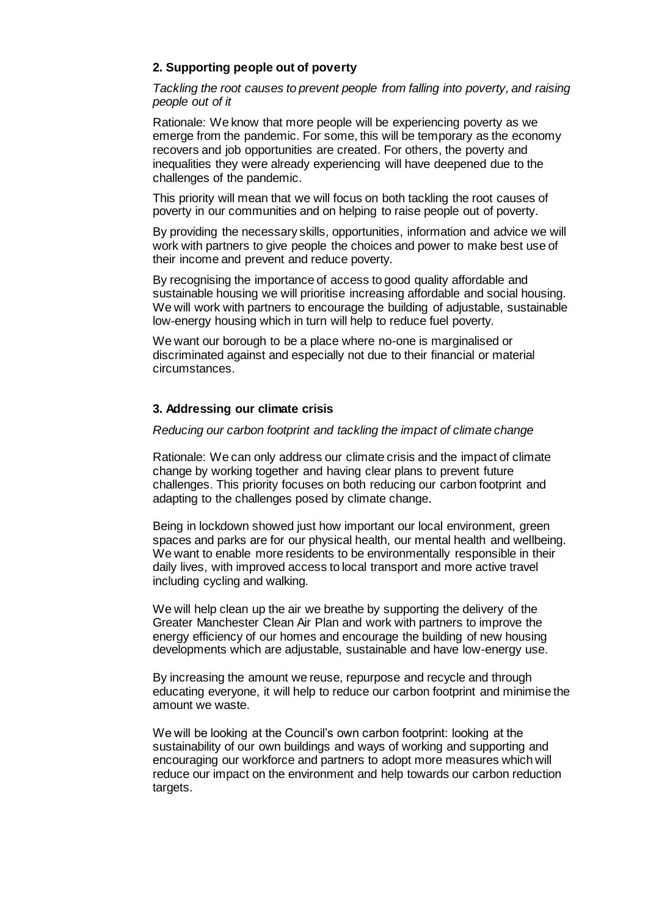### 2. Supporting people out of poverty

*Tackling the root causes to prevent people from falling into poverty, and raising people out of it*

Rationale: We know that more people will be experiencing poverty as we emerge from the pandemic. For some, this will be temporary as the economy recovers and job opportunities are created. For others, the poverty and inequalities they were already experiencing will have deepened due to the challenges of the pandemic.

This priority will mean that we will focus on both tackling the root causes of poverty in our communities and on helping to raise people out of poverty.

By providing the necessary skills, opportunities, information and advice we will work with partners to give people the choices and power to make best use of their income and prevent and reduce poverty.

By recognising the importance of access to good quality affordable and sustainable housing we will prioritise increasing affordable and social housing. We will work with partners to encourage the building of adjustable, sustainable low-energy housing which in turn will help to reduce fuel poverty.

We want our borough to be a place where no-one is marginalised or discriminated against and especially not due to their financial or material circumstances.

### 3. Addressing our climate crisis

*Reducing our carbon footprint and tackling the impact of climate change*

Rationale: We can only address our climate crisis and the impact of climate change by working together and having clear plans to prevent future challenges. This priority focuses on both reducing our carbon footprint and adapting to the challenges posed by climate change.

Being in lockdown showed just how important our local environment, green spaces and parks are for our physical health, our mental health and wellbeing. We want to enable more residents to be environmentally responsible in their daily lives, with improved access to local transport and more active travel including cycling and walking.

We will help clean up the air we breathe by supporting the delivery of the Greater Manchester Clean Air Plan and work with partners to improve the energy efficiency of our homes and encourage the building of new housing developments which are adjustable, sustainable and have low-energy use.

By increasing the amount we reuse, repurpose and recycle and through educating everyone, it will help to reduce our carbon footprint and minimise the amount we waste.

We will be looking at the Council's own carbon footprint: looking at the sustainability of our own buildings and ways of working and supporting and encouraging our workforce and partners to adopt more measures which will reduce our impact on the environment and help towards our carbon reduction targets.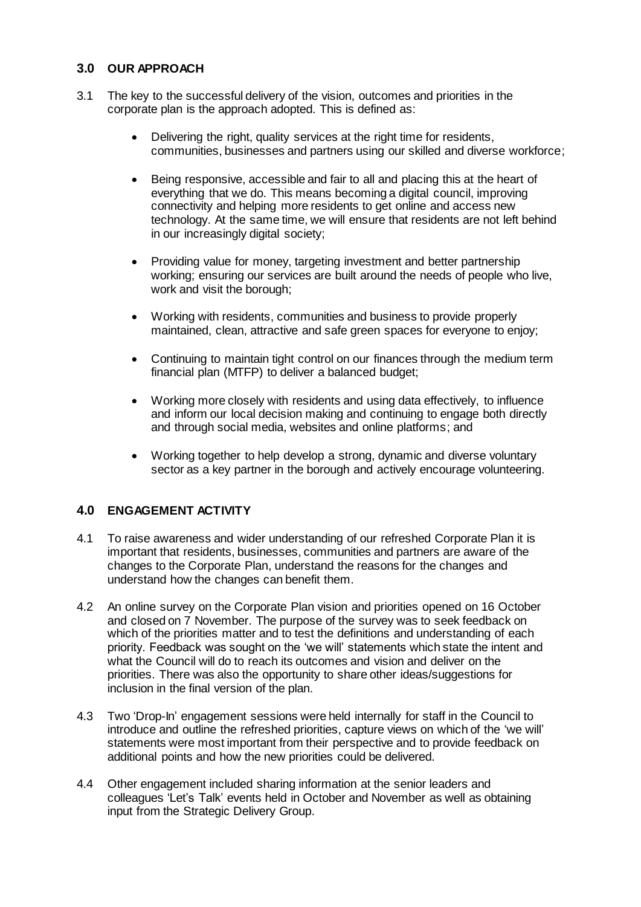## 3.0 OUR APPROACH

3.1 The key to the successful delivery of the vision, outcomes and priorities in the corporate plan is the approach adopted. This is defined as:

- Delivering the right, quality services at the right time for residents, communities, businesses and partners using our skilled and diverse workforce;
- Being responsive, accessible and fair to all and placing this at the heart of everything that we do. This means becoming a digital council, improving connectivity and helping more residents to get online and access new technology. At the same time, we will ensure that residents are not left behind in our increasingly digital society;
- Providing value for money, targeting investment and better partnership working; ensuring our services are built around the needs of people who live, work and visit the borough;
- Working with residents, communities and business to provide properly maintained, clean, attractive and safe green spaces for everyone to enjoy;
- Continuing to maintain tight control on our finances through the medium term financial plan (MTFP) to deliver a balanced budget;
- Working more closely with residents and using data effectively, to influence and inform our local decision making and continuing to engage both directly and through social media, websites and online platforms; and
- Working together to help develop a strong, dynamic and diverse voluntary sector as a key partner in the borough and actively encourage volunteering.

## 4.0 ENGAGEMENT ACTIVITY

4.1 To raise awareness and wider understanding of our refreshed Corporate Plan it is important that residents, businesses, communities and partners are aware of the changes to the Corporate Plan, understand the reasons for the changes and understand how the changes can benefit them.

4.2 An online survey on the Corporate Plan vision and priorities opened on 16 October and closed on 7 November. The purpose of the survey was to seek feedback on which of the priorities matter and to test the definitions and understanding of each priority. Feedback was sought on the 'we will' statements which state the intent and what the Council will do to reach its outcomes and vision and deliver on the priorities. There was also the opportunity to share other ideas/suggestions for inclusion in the final version of the plan.

4.3 Two 'Drop-In' engagement sessions were held internally for staff in the Council to introduce and outline the refreshed priorities, capture views on which of the 'we will' statements were most important from their perspective and to provide feedback on additional points and how the new priorities could be delivered.

4.4 Other engagement included sharing information at the senior leaders and colleagues 'Let's Talk' events held in October and November as well as obtaining input from the Strategic Delivery Group.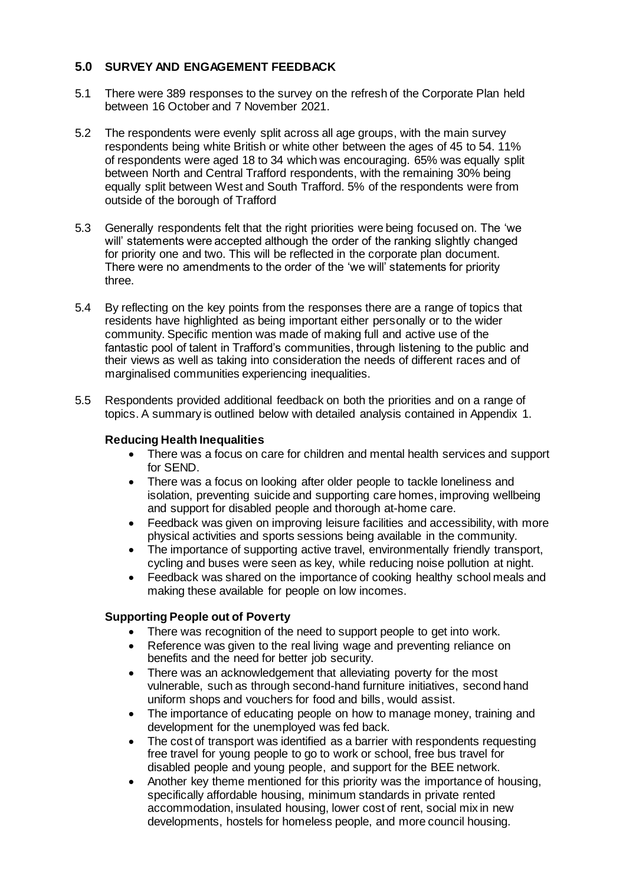## 5.0 SURVEY AND ENGAGEMENT FEEDBACK

5.1 There were 389 responses to the survey on the refresh of the Corporate Plan held between 16 October and 7 November 2021.

5.2 The respondents were evenly split across all age groups, with the main survey respondents being white British or white other between the ages of 45 to 54. 11% of respondents were aged 18 to 34 which was encouraging. 65% was equally split between North and Central Trafford respondents, with the remaining 30% being equally split between West and South Trafford. 5% of the respondents were from outside of the borough of Trafford

5.3 Generally respondents felt that the right priorities were being focused on. The 'we will' statements were accepted although the order of the ranking slightly changed for priority one and two. This will be reflected in the corporate plan document. There were no amendments to the order of the 'we will' statements for priority three.

5.4 By reflecting on the key points from the responses there are a range of topics that residents have highlighted as being important either personally or to the wider community. Specific mention was made of making full and active use of the fantastic pool of talent in Trafford's communities, through listening to the public and their views as well as taking into consideration the needs of different races and of marginalised communities experiencing inequalities.

5.5 Respondents provided additional feedback on both the priorities and on a range of topics. A summary is outlined below with detailed analysis contained in Appendix 1.

**Reducing Health Inequalities**

- There was a focus on care for children and mental health services and support for SEND.
- There was a focus on looking after older people to tackle loneliness and isolation, preventing suicide and supporting care homes, improving wellbeing and support for disabled people and thorough at-home care.
- Feedback was given on improving leisure facilities and accessibility, with more physical activities and sports sessions being available in the community.
- The importance of supporting active travel, environmentally friendly transport, cycling and buses were seen as key, while reducing noise pollution at night.
- Feedback was shared on the importance of cooking healthy school meals and making these available for people on low incomes.

**Supporting People out of Poverty**

- There was recognition of the need to support people to get into work.
- Reference was given to the real living wage and preventing reliance on benefits and the need for better job security.
- There was an acknowledgement that alleviating poverty for the most vulnerable, such as through second-hand furniture initiatives, second hand uniform shops and vouchers for food and bills, would assist.
- The importance of educating people on how to manage money, training and development for the unemployed was fed back.
- The cost of transport was identified as a barrier with respondents requesting free travel for young people to go to work or school, free bus travel for disabled people and young people, and support for the BEE network.
- Another key theme mentioned for this priority was the importance of housing, specifically affordable housing, minimum standards in private rented accommodation, insulated housing, lower cost of rent, social mix in new developments, hostels for homeless people, and more council housing.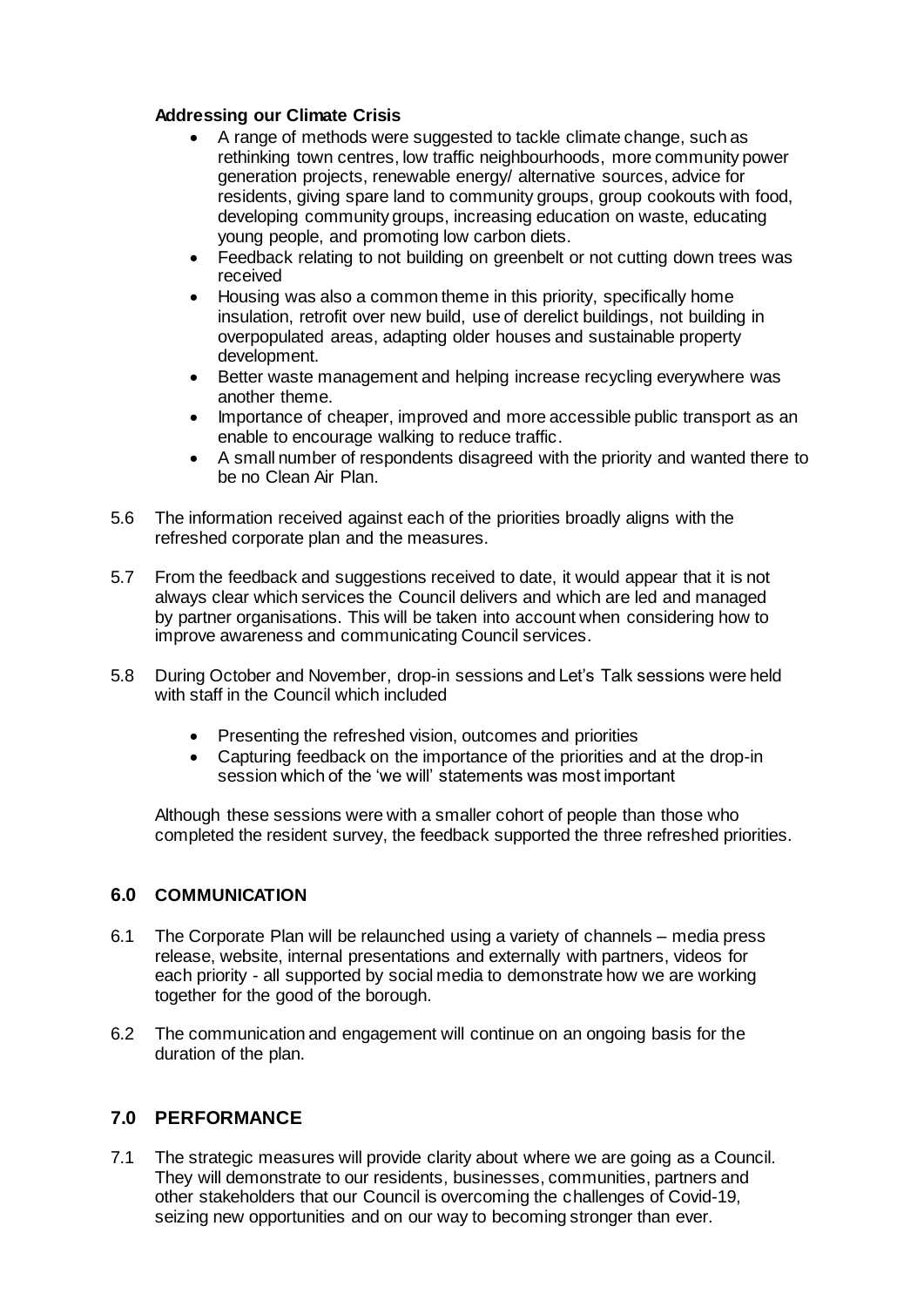**Addressing our Climate Crisis**

- A range of methods were suggested to tackle climate change, such as rethinking town centres, low traffic neighbourhoods, more community power generation projects, renewable energy/ alternative sources, advice for residents, giving spare land to community groups, group cookouts with food, developing community groups, increasing education on waste, educating young people, and promoting low carbon diets.
- Feedback relating to not building on greenbelt or not cutting down trees was received
- Housing was also a common theme in this priority, specifically home insulation, retrofit over new build, use of derelict buildings, not building in overpopulated areas, adapting older houses and sustainable property development.
- Better waste management and helping increase recycling everywhere was another theme.
- Importance of cheaper, improved and more accessible public transport as an enable to encourage walking to reduce traffic.
- A small number of respondents disagreed with the priority and wanted there to be no Clean Air Plan.

5.6 The information received against each of the priorities broadly aligns with the refreshed corporate plan and the measures.

5.7 From the feedback and suggestions received to date, it would appear that it is not always clear which services the Council delivers and which are led and managed by partner organisations. This will be taken into account when considering how to improve awareness and communicating Council services.

5.8 During October and November, drop-in sessions and Let's Talk sessions were held with staff in the Council which included

- Presenting the refreshed vision, outcomes and priorities
- Capturing feedback on the importance of the priorities and at the drop-in session which of the 'we will' statements was most important

Although these sessions were with a smaller cohort of people than those who completed the resident survey, the feedback supported the three refreshed priorities.

## 6.0 COMMUNICATION

6.1 The Corporate Plan will be relaunched using a variety of channels – media press release, website, internal presentations and externally with partners, videos for each priority - all supported by social media to demonstrate how we are working together for the good of the borough.

6.2 The communication and engagement will continue on an ongoing basis for the duration of the plan.

## 7.0 PERFORMANCE

7.1 The strategic measures will provide clarity about where we are going as a Council. They will demonstrate to our residents, businesses, communities, partners and other stakeholders that our Council is overcoming the challenges of Covid-19, seizing new opportunities and on our way to becoming stronger than ever.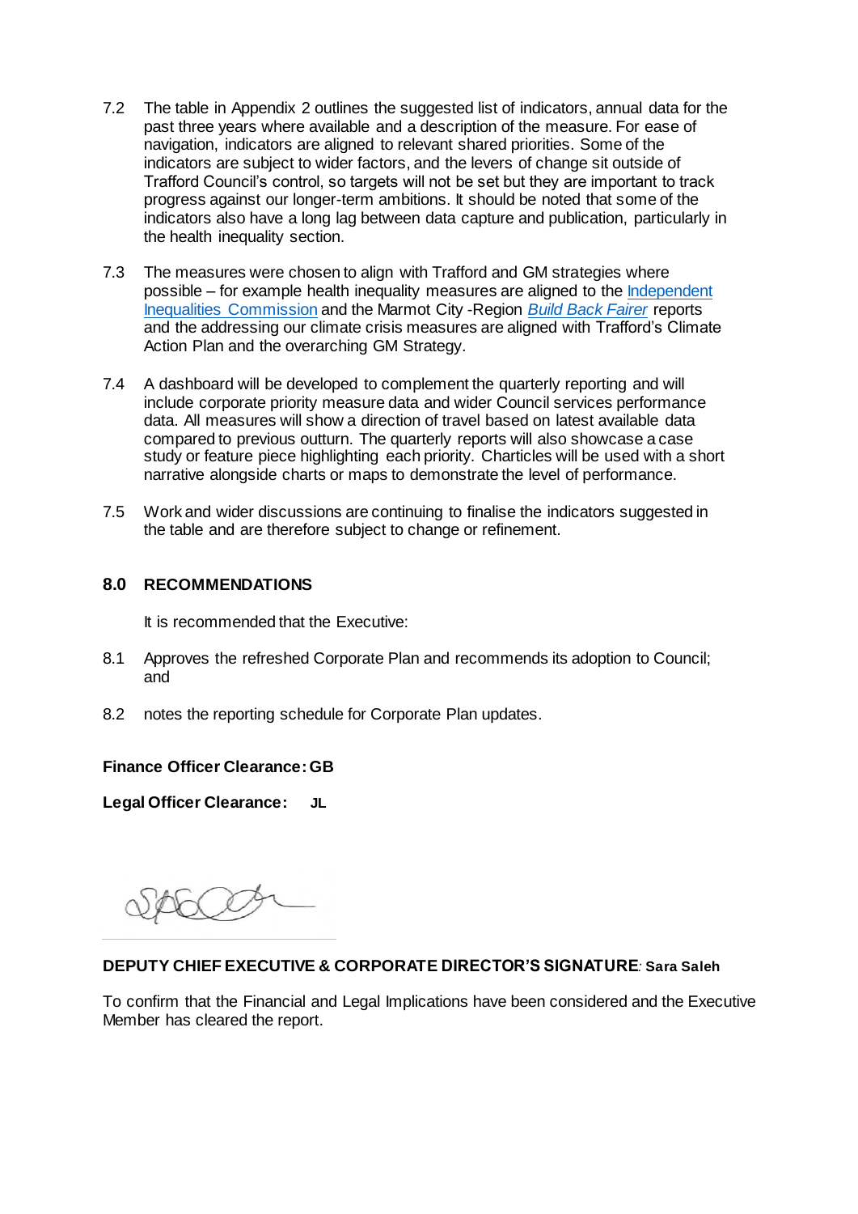7.2 The table in Appendix 2 outlines the suggested list of indicators, annual data for the past three years where available and a description of the measure. For ease of navigation, indicators are aligned to relevant shared priorities. Some of the indicators are subject to wider factors, and the levers of change sit outside of Trafford Council's control, so targets will not be set but they are important to track progress against our longer-term ambitions. It should be noted that some of the indicators also have a long lag between data capture and publication, particularly in the health inequality section.

7.3 The measures were chosen to align with Trafford and GM strategies where possible – for example health inequality measures are aligned to the Independent Inequalities Commission and the Marmot City -Region *Build Back Fairer* reports and the addressing our climate crisis measures are aligned with Trafford's Climate Action Plan and the overarching GM Strategy.

7.4 A dashboard will be developed to complement the quarterly reporting and will include corporate priority measure data and wider Council services performance data. All measures will show a direction of travel based on latest available data compared to previous outturn. The quarterly reports will also showcase a case study or feature piece highlighting each priority. Charticles will be used with a short narrative alongside charts or maps to demonstrate the level of performance.

7.5 Work and wider discussions are continuing to finalise the indicators suggested in the table and are therefore subject to change or refinement.

## 8.0 RECOMMENDATIONS

It is recommended that the Executive:

8.1 Approves the refreshed Corporate Plan and recommends its adoption to Council; and

8.2 notes the reporting schedule for Corporate Plan updates.

**Finance Officer Clearance: GB**

**Legal Officer Clearance: JL**

**DEPUTY CHIEF EXECUTIVE & CORPORATE DIRECTOR'S SIGNATURE: Sara Saleh**

To confirm that the Financial and Legal Implications have been considered and the Executive Member has cleared the report.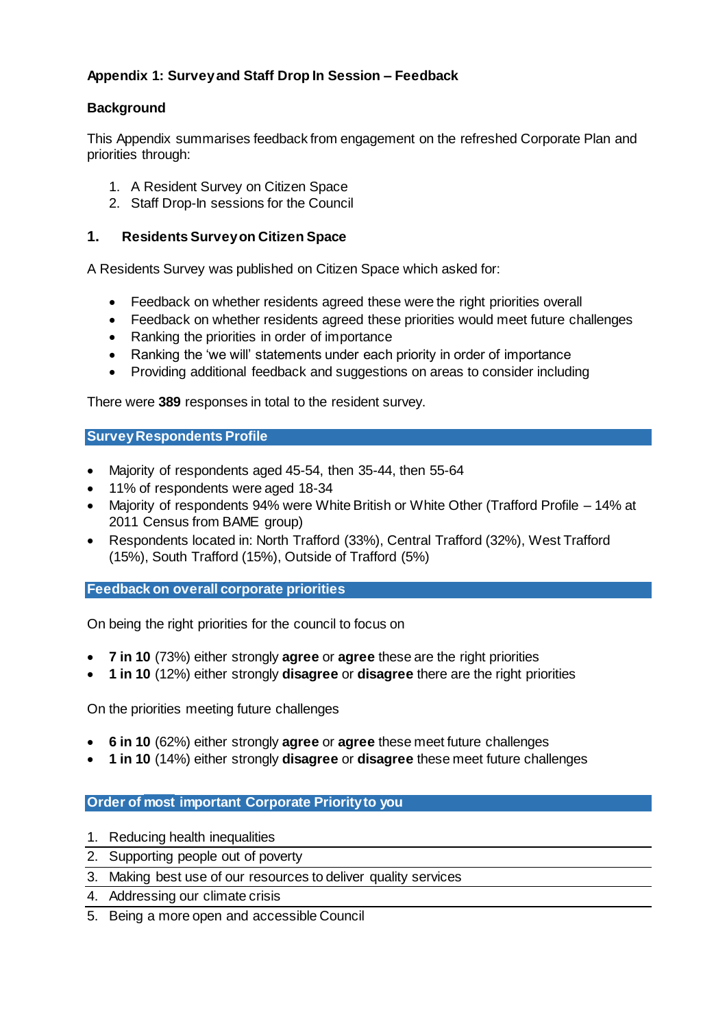**Appendix 1: Survey and Staff Drop In Session – Feedback**

**Background**

This Appendix summarises feedback from engagement on the refreshed Corporate Plan and priorities through:

1. A Resident Survey on Citizen Space
2. Staff Drop-In sessions for the Council

## 1. Residents Survey on Citizen Space

A Residents Survey was published on Citizen Space which asked for:

- Feedback on whether residents agreed these were the right priorities overall
- Feedback on whether residents agreed these priorities would meet future challenges
- Ranking the priorities in order of importance
- Ranking the 'we will' statements under each priority in order of importance
- Providing additional feedback and suggestions on areas to consider including

There were **389** responses in total to the resident survey.

### Survey Respondents Profile

- Majority of respondents aged 45-54, then 35-44, then 55-64
- 11% of respondents were aged 18-34
- Majority of respondents 94% were White British or White Other (Trafford Profile – 14% at 2011 Census from BAME group)
- Respondents located in: North Trafford (33%), Central Trafford (32%), West Trafford (15%), South Trafford (15%), Outside of Trafford (5%)

### Feedback on overall corporate priorities

On being the right priorities for the council to focus on

- **7 in 10** (73%) either strongly **agree** or **agree** these are the right priorities
- **1 in 10** (12%) either strongly **disagree** or **disagree** there are the right priorities

On the priorities meeting future challenges

- **6 in 10** (62%) either strongly **agree** or **agree** these meet future challenges
- **1 in 10** (14%) either strongly **disagree** or **disagree** these meet future challenges

### Order of most important Corporate Priority to you

1. Reducing health inequalities
2. Supporting people out of poverty
3. Making best use of our resources to deliver quality services
4. Addressing our climate crisis
5. Being a more open and accessible Council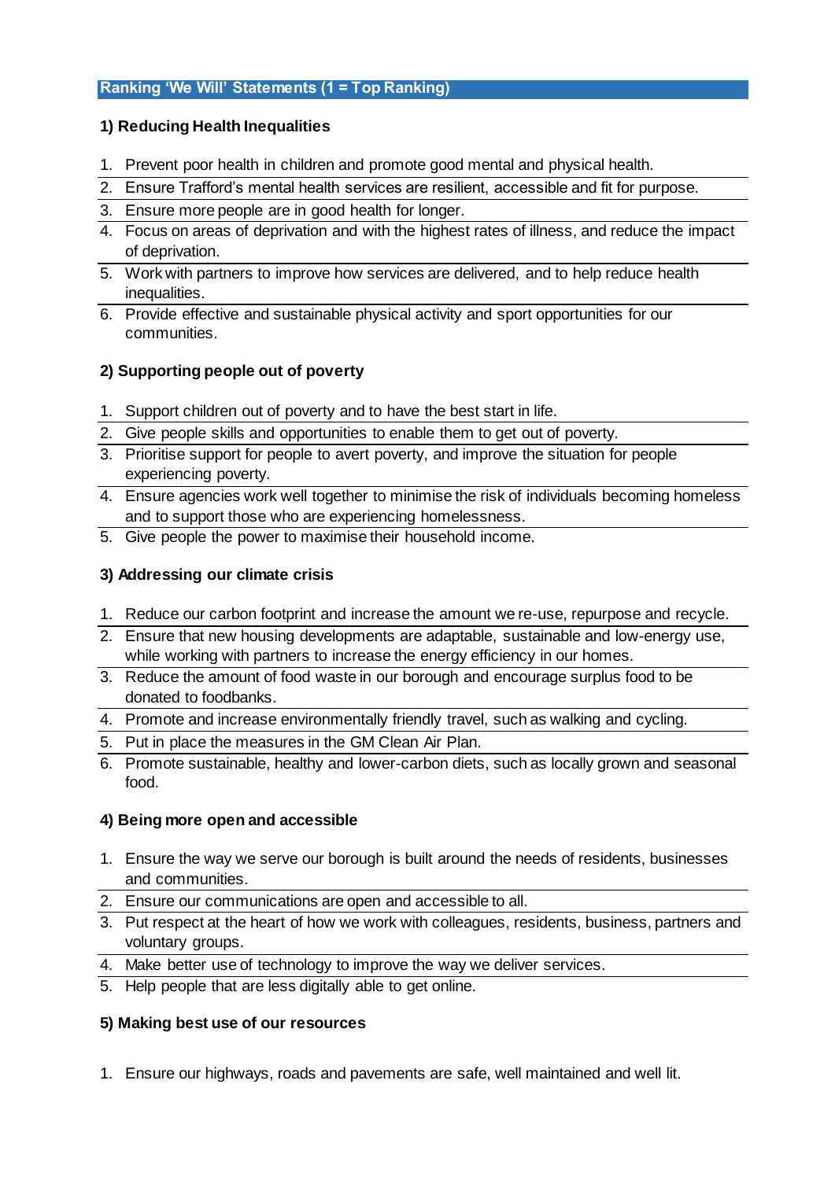## Ranking 'We Will' Statements (1 = Top Ranking)

### 1) Reducing Health Inequalities

1. Prevent poor health in children and promote good mental and physical health.
2. Ensure Trafford's mental health services are resilient, accessible and fit for purpose.
3. Ensure more people are in good health for longer.
4. Focus on areas of deprivation and with the highest rates of illness, and reduce the impact of deprivation.
5. Work with partners to improve how services are delivered, and to help reduce health inequalities.
6. Provide effective and sustainable physical activity and sport opportunities for our communities.

### 2) Supporting people out of poverty

1. Support children out of poverty and to have the best start in life.
2. Give people skills and opportunities to enable them to get out of poverty.
3. Prioritise support for people to avert poverty, and improve the situation for people experiencing poverty.
4. Ensure agencies work well together to minimise the risk of individuals becoming homeless and to support those who are experiencing homelessness.
5. Give people the power to maximise their household income.

### 3) Addressing our climate crisis

1. Reduce our carbon footprint and increase the amount we re-use, repurpose and recycle.
2. Ensure that new housing developments are adaptable, sustainable and low-energy use, while working with partners to increase the energy efficiency in our homes.
3. Reduce the amount of food waste in our borough and encourage surplus food to be donated to foodbanks.
4. Promote and increase environmentally friendly travel, such as walking and cycling.
5. Put in place the measures in the GM Clean Air Plan.
6. Promote sustainable, healthy and lower-carbon diets, such as locally grown and seasonal food.

### 4) Being more open and accessible

1. Ensure the way we serve our borough is built around the needs of residents, businesses and communities.
2. Ensure our communications are open and accessible to all.
3. Put respect at the heart of how we work with colleagues, residents, business, partners and voluntary groups.
4. Make better use of technology to improve the way we deliver services.
5. Help people that are less digitally able to get online.

### 5) Making best use of our resources

1. Ensure our highways, roads and pavements are safe, well maintained and well lit.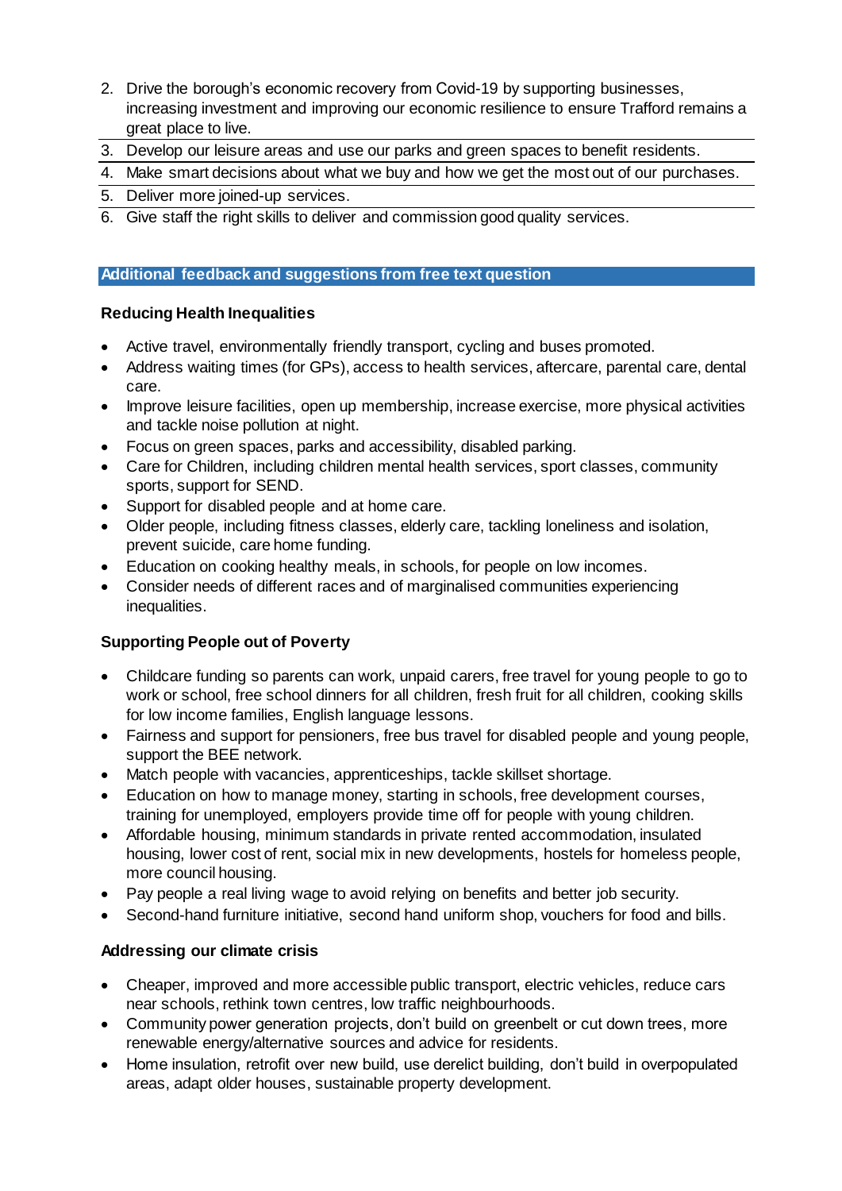2. Drive the borough's economic recovery from Covid-19 by supporting businesses, increasing investment and improving our economic resilience to ensure Trafford remains a great place to live.
3. Develop our leisure areas and use our parks and green spaces to benefit residents.
4. Make smart decisions about what we buy and how we get the most out of our purchases.
5. Deliver more joined-up services.
6. Give staff the right skills to deliver and commission good quality services.

## Additional feedback and suggestions from free text question

### Reducing Health Inequalities

- Active travel, environmentally friendly transport, cycling and buses promoted.
- Address waiting times (for GPs), access to health services, aftercare, parental care, dental care.
- Improve leisure facilities, open up membership, increase exercise, more physical activities and tackle noise pollution at night.
- Focus on green spaces, parks and accessibility, disabled parking.
- Care for Children, including children mental health services, sport classes, community sports, support for SEND.
- Support for disabled people and at home care.
- Older people, including fitness classes, elderly care, tackling loneliness and isolation, prevent suicide, care home funding.
- Education on cooking healthy meals, in schools, for people on low incomes.
- Consider needs of different races and of marginalised communities experiencing inequalities.

### Supporting People out of Poverty

- Childcare funding so parents can work, unpaid carers, free travel for young people to go to work or school, free school dinners for all children, fresh fruit for all children, cooking skills for low income families, English language lessons.
- Fairness and support for pensioners, free bus travel for disabled people and young people, support the BEE network.
- Match people with vacancies, apprenticeships, tackle skillset shortage.
- Education on how to manage money, starting in schools, free development courses, training for unemployed, employers provide time off for people with young children.
- Affordable housing, minimum standards in private rented accommodation, insulated housing, lower cost of rent, social mix in new developments, hostels for homeless people, more council housing.
- Pay people a real living wage to avoid relying on benefits and better job security.
- Second-hand furniture initiative, second hand uniform shop, vouchers for food and bills.

### Addressing our climate crisis

- Cheaper, improved and more accessible public transport, electric vehicles, reduce cars near schools, rethink town centres, low traffic neighbourhoods.
- Community power generation projects, don't build on greenbelt or cut down trees, more renewable energy/alternative sources and advice for residents.
- Home insulation, retrofit over new build, use derelict building, don't build in overpopulated areas, adapt older houses, sustainable property development.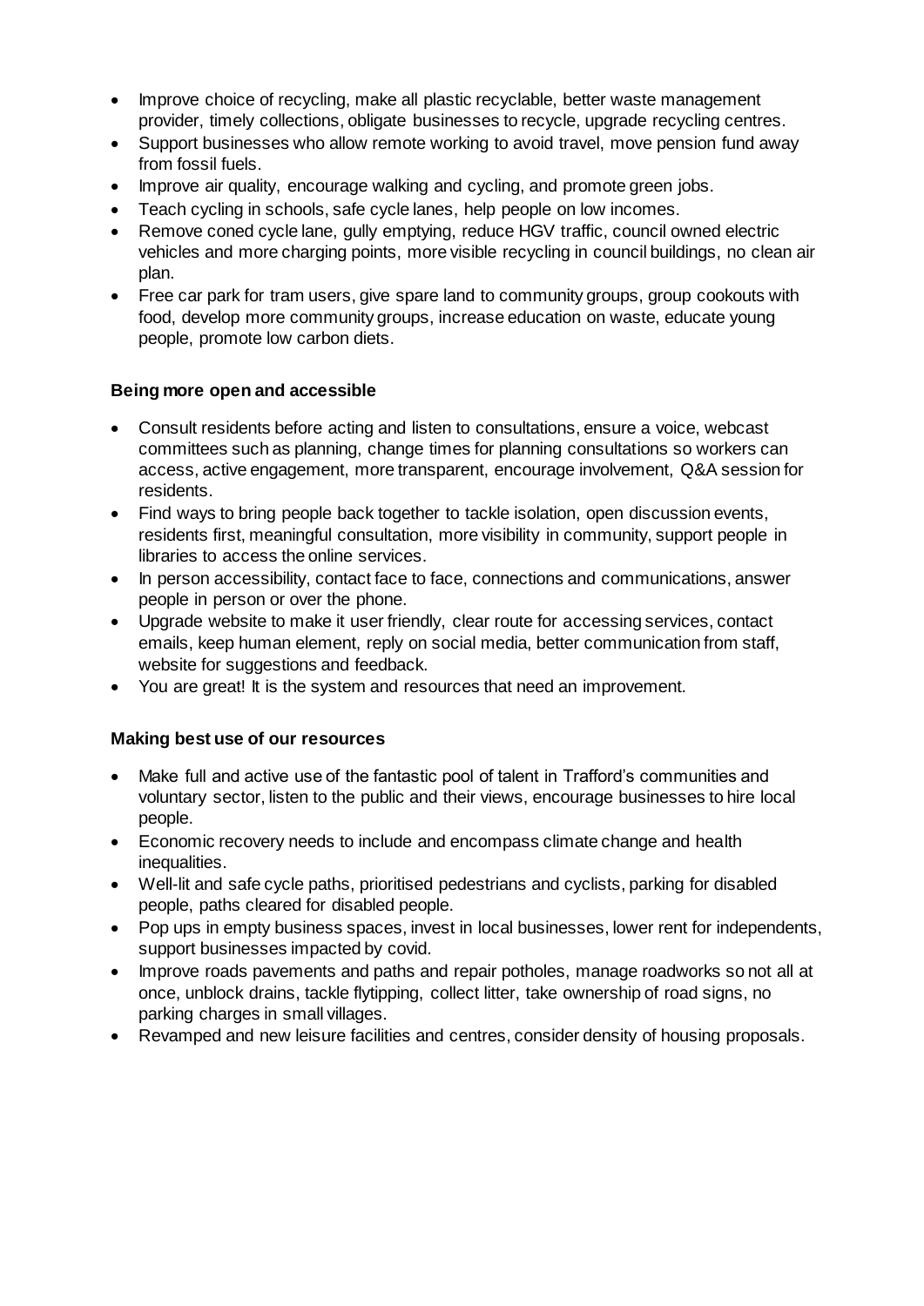- Improve choice of recycling, make all plastic recyclable, better waste management provider, timely collections, obligate businesses to recycle, upgrade recycling centres.
- Support businesses who allow remote working to avoid travel, move pension fund away from fossil fuels.
- Improve air quality, encourage walking and cycling, and promote green jobs.
- Teach cycling in schools, safe cycle lanes, help people on low incomes.
- Remove coned cycle lane, gully emptying, reduce HGV traffic, council owned electric vehicles and more charging points, more visible recycling in council buildings, no clean air plan.
- Free car park for tram users, give spare land to community groups, group cookouts with food, develop more community groups, increase education on waste, educate young people, promote low carbon diets.

**Being more open and accessible**

- Consult residents before acting and listen to consultations, ensure a voice, webcast committees such as planning, change times for planning consultations so workers can access, active engagement, more transparent, encourage involvement, Q&A session for residents.
- Find ways to bring people back together to tackle isolation, open discussion events, residents first, meaningful consultation, more visibility in community, support people in libraries to access the online services.
- In person accessibility, contact face to face, connections and communications, answer people in person or over the phone.
- Upgrade website to make it user friendly, clear route for accessing services, contact emails, keep human element, reply on social media, better communication from staff, website for suggestions and feedback.
- You are great! It is the system and resources that need an improvement.

**Making best use of our resources**

- Make full and active use of the fantastic pool of talent in Trafford's communities and voluntary sector, listen to the public and their views, encourage businesses to hire local people.
- Economic recovery needs to include and encompass climate change and health inequalities.
- Well-lit and safe cycle paths, prioritised pedestrians and cyclists, parking for disabled people, paths cleared for disabled people.
- Pop ups in empty business spaces, invest in local businesses, lower rent for independents, support businesses impacted by covid.
- Improve roads pavements and paths and repair potholes, manage roadworks so not all at once, unblock drains, tackle flytipping, collect litter, take ownership of road signs, no parking charges in small villages.
- Revamped and new leisure facilities and centres, consider density of housing proposals.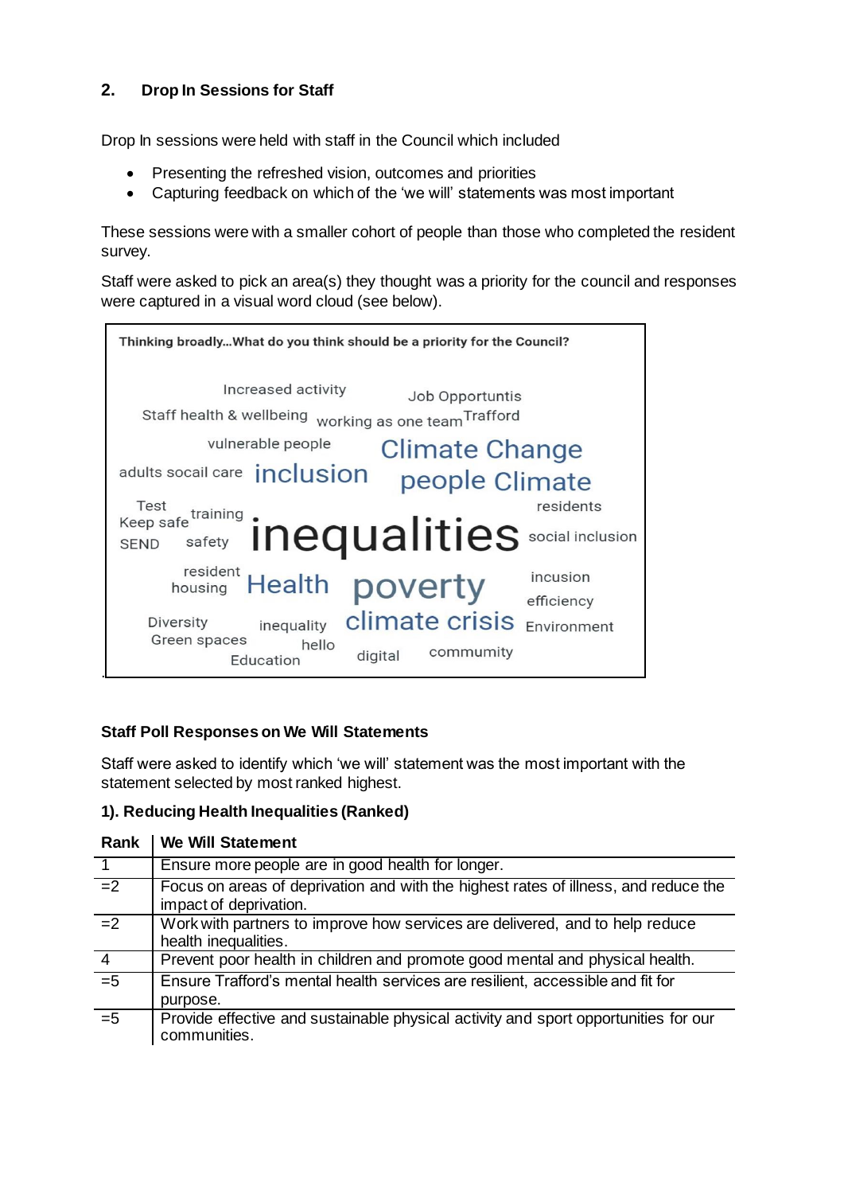## 2. Drop In Sessions for Staff

Drop In sessions were held with staff in the Council which included

- Presenting the refreshed vision, outcomes and priorities
- Capturing feedback on which of the 'we will' statements was most important

These sessions were with a smaller cohort of people than those who completed the resident survey.

Staff were asked to pick an area(s) they thought was a priority for the council and responses were captured in a visual word cloud (see below).

**Thinking broadly...What do you think should be a priority for the Council?**

Increased activity, Job Opportuntis, Staff health & wellbeing, working as one team, Trafford, vulnerable people, Climate Change, adults socail care, inclusion, people Climate, Test, training, residents, Keep safe, inequalities, SEND, safety, social inclusion, resident, housing, Health, poverty, incusion, efficiency, Diversity, inequality, climate crisis, Environment, Green spaces, hello, Education, digital, community

### Staff Poll Responses on We Will Statements

Staff were asked to identify which 'we will' statement was the most important with the statement selected by most ranked highest.

**1). Reducing Health Inequalities (Ranked)**

| Rank | We Will Statement |
|---|---|
| 1 | Ensure more people are in good health for longer. |
| =2 | Focus on areas of deprivation and with the highest rates of illness, and reduce the impact of deprivation. |
| =2 | Work with partners to improve how services are delivered, and to help reduce health inequalities. |
| 4 | Prevent poor health in children and promote good mental and physical health. |
| =5 | Ensure Trafford's mental health services are resilient, accessible and fit for purpose. |
| =5 | Provide effective and sustainable physical activity and sport opportunities for our communities. |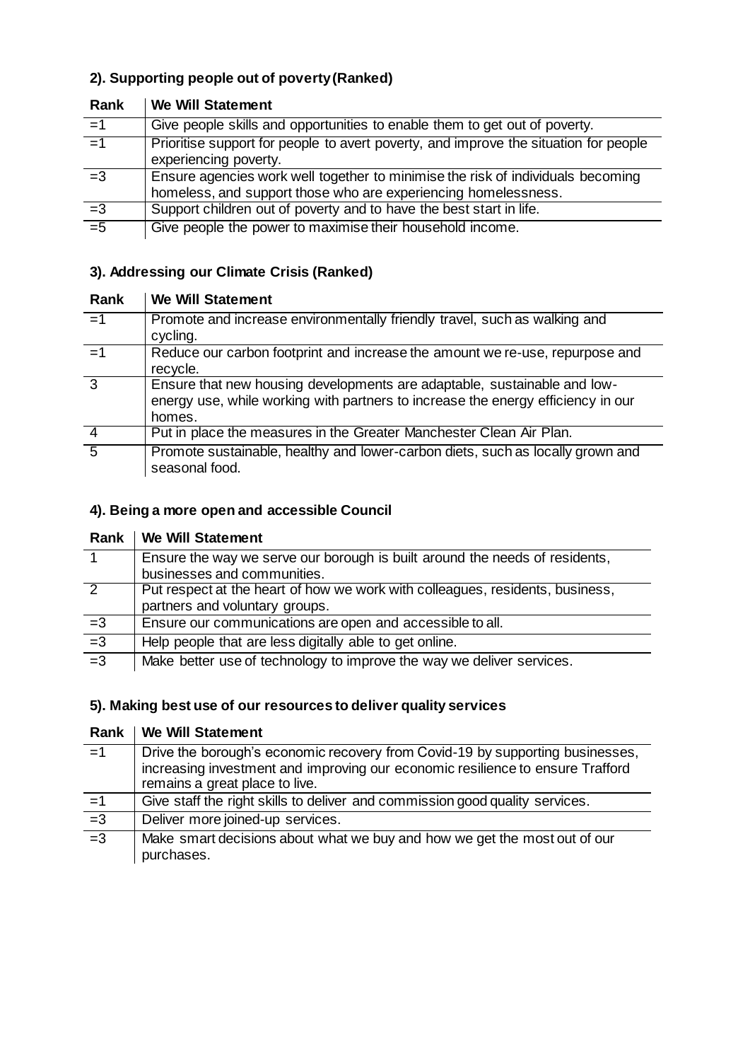### 2). Supporting people out of poverty (Ranked)

| Rank | We Will Statement |
|---|---|
| =1 | Give people skills and opportunities to enable them to get out of poverty. |
| =1 | Prioritise support for people to avert poverty, and improve the situation for people experiencing poverty. |
| =3 | Ensure agencies work well together to minimise the risk of individuals becoming homeless, and support those who are experiencing homelessness. |
| =3 | Support children out of poverty and to have the best start in life. |
| =5 | Give people the power to maximise their household income. |

### 3). Addressing our Climate Crisis (Ranked)

| Rank | We Will Statement |
|---|---|
| =1 | Promote and increase environmentally friendly travel, such as walking and cycling. |
| =1 | Reduce our carbon footprint and increase the amount we re-use, repurpose and recycle. |
| 3 | Ensure that new housing developments are adaptable, sustainable and low-energy use, while working with partners to increase the energy efficiency in our homes. |
| 4 | Put in place the measures in the Greater Manchester Clean Air Plan. |
| 5 | Promote sustainable, healthy and lower-carbon diets, such as locally grown and seasonal food. |

### 4). Being a more open and accessible Council

| Rank | We Will Statement |
|---|---|
| 1 | Ensure the way we serve our borough is built around the needs of residents, businesses and communities. |
| 2 | Put respect at the heart of how we work with colleagues, residents, business, partners and voluntary groups. |
| =3 | Ensure our communications are open and accessible to all. |
| =3 | Help people that are less digitally able to get online. |
| =3 | Make better use of technology to improve the way we deliver services. |

### 5). Making best use of our resources to deliver quality services

| Rank | We Will Statement |
|---|---|
| =1 | Drive the borough's economic recovery from Covid-19 by supporting businesses, increasing investment and improving our economic resilience to ensure Trafford remains a great place to live. |
| =1 | Give staff the right skills to deliver and commission good quality services. |
| =3 | Deliver more joined-up services. |
| =3 | Make smart decisions about what we buy and how we get the most out of our purchases. |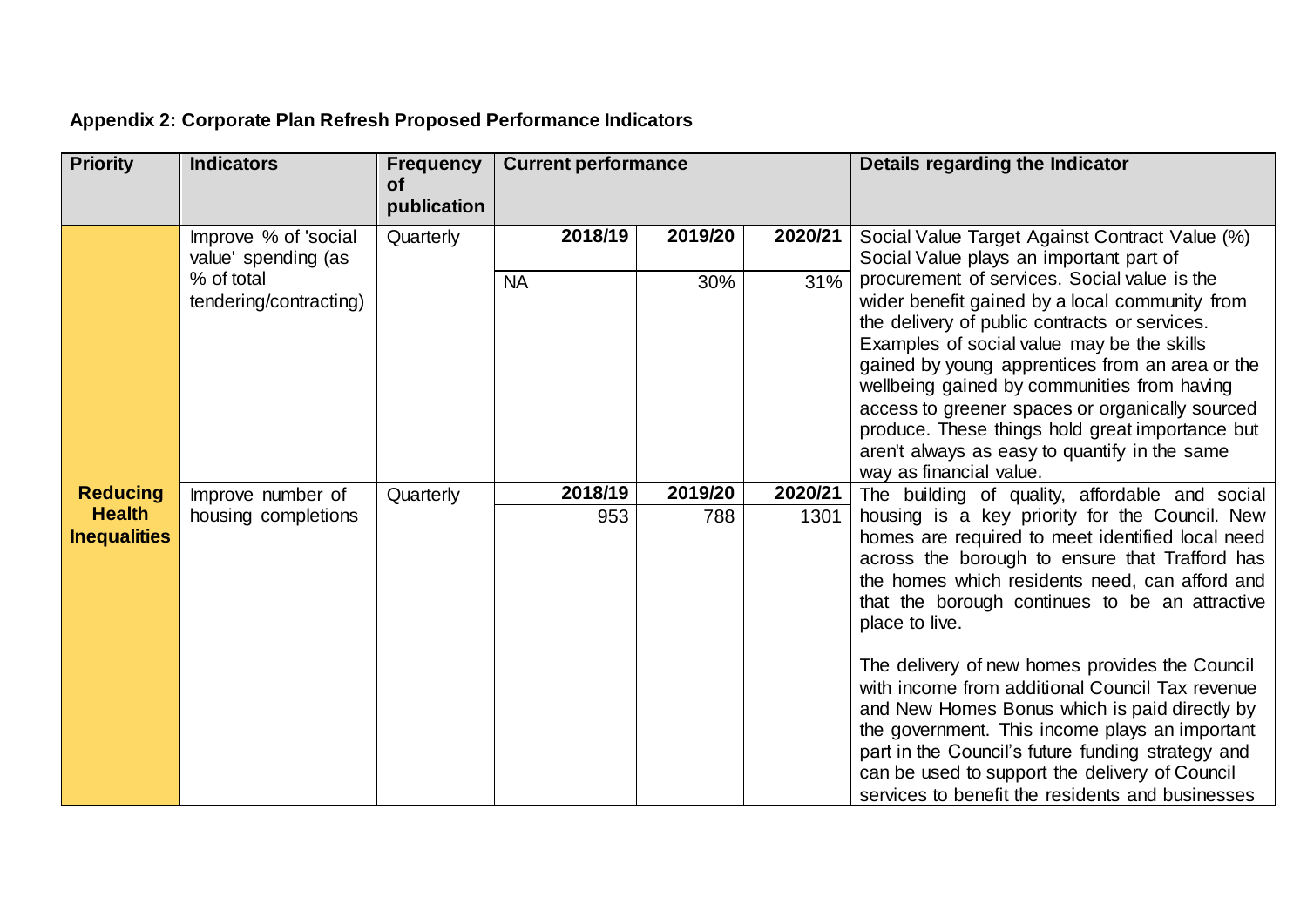**Appendix 2: Corporate Plan Refresh Proposed Performance Indicators**

| Priority | Indicators | Frequency of publication | Current performance | | | Details regarding the Indicator |
|---|---|---|---|---|---|---|
| | | | **2018/19** | **2019/20** | **2020/21** | |
| **Reducing Health Inequalities** | Improve % of 'social value' spending (as % of total tendering/contracting) | Quarterly | NA | 30% | 31% | Social Value Target Against Contract Value (%) Social Value plays an important part of procurement of services. Social value is the wider benefit gained by a local community from the delivery of public contracts or services. Examples of social value may be the skills gained by young apprentices from an area or the wellbeing gained by communities from having access to greener spaces or organically sourced produce. These things hold great importance but aren't always as easy to quantify in the same way as financial value. |
| | | | **2018/19** | **2019/20** | **2020/21** | |
| | Improve number of housing completions | Quarterly | 953 | 788 | 1301 | The building of quality, affordable and social housing is a key priority for the Council. New homes are required to meet identified local need across the borough to ensure that Trafford has the homes which residents need, can afford and that the borough continues to be an attractive place to live.<br><br>The delivery of new homes provides the Council with income from additional Council Tax revenue and New Homes Bonus which is paid directly by the government. This income plays an important part in the Council's future funding strategy and can be used to support the delivery of Council services to benefit the residents and businesses |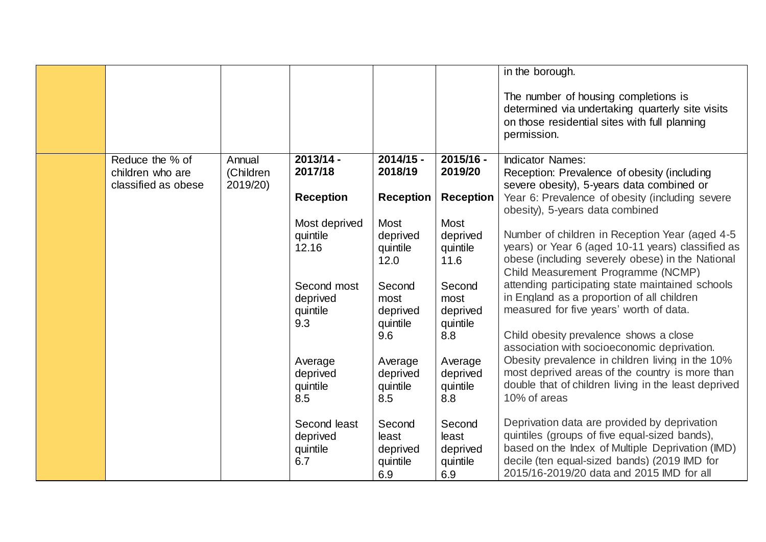| | | | | | | |
|---|---|---|---|---|---|---|
| | | | | | | in the borough.<br><br>The number of housing completions is determined via undertaking quarterly site visits on those residential sites with full planning permission. |
| | Reduce the % of children who are classified as obese | Annual (Children 2019/20) | **2013/14 - 2017/18**<br><br>**Reception**<br><br>Most deprived quintile 12.16<br><br>Second most deprived quintile 9.3<br><br>Average deprived quintile 8.5<br><br>Second least deprived quintile 6.7 | **2014/15 - 2018/19**<br><br>**Reception**<br><br>Most deprived quintile 12.0<br><br>Second most deprived quintile 9.6<br><br>Average deprived quintile 8.5<br><br>Second least deprived quintile 6.9 | **2015/16 - 2019/20**<br><br>**Reception**<br><br>Most deprived quintile 11.6<br><br>Second most deprived quintile 8.8<br><br>Average deprived quintile 8.8<br><br>Second least deprived quintile 6.9 | Indicator Names:<br>Reception: Prevalence of obesity (including severe obesity), 5-years data combined or Year 6: Prevalence of obesity (including severe obesity), 5-years data combined<br><br>Number of children in Reception Year (aged 4-5 years) or Year 6 (aged 10-11 years) classified as obese (including severely obese) in the National Child Measurement Programme (NCMP) attending participating state maintained schools in England as a proportion of all children measured for five years' worth of data.<br><br>Child obesity prevalence shows a close association with socioeconomic deprivation. Obesity prevalence in children living in the 10% most deprived areas of the country is more than double that of children living in the least deprived 10% of areas<br><br>Deprivation data are provided by deprivation quintiles (groups of five equal-sized bands), based on the Index of Multiple Deprivation (IMD) decile (ten equal-sized bands) (2019 IMD for 2015/16-2019/20 data and 2015 IMD for all |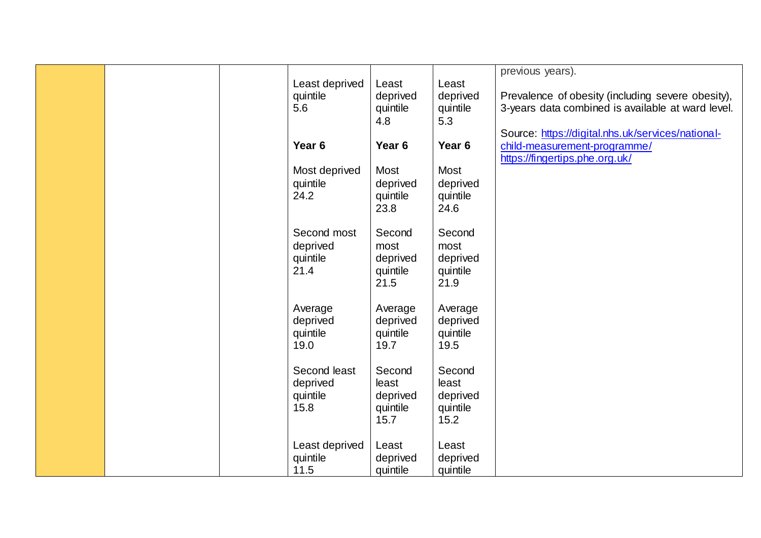| | | | | | | |
|---|---|---|---|---|---|---|
| | | | Least deprived quintile 5.6<br><br>**Year 6**<br><br>Most deprived quintile 24.2<br><br>Second most deprived quintile 21.4<br><br>Average deprived quintile 19.0<br><br>Second least deprived quintile 15.8<br><br>Least deprived quintile 11.5 | Least deprived quintile 4.8<br><br>**Year 6**<br><br>Most deprived quintile 23.8<br><br>Second most deprived quintile 21.5<br><br>Average deprived quintile 19.7<br><br>Second least deprived quintile 15.7<br><br>Least deprived quintile | Least deprived quintile 5.3<br><br>**Year 6**<br><br>Most deprived quintile 24.6<br><br>Second most deprived quintile 21.9<br><br>Average deprived quintile 19.5<br><br>Second least deprived quintile 15.2<br><br>Least deprived quintile | previous years).<br><br>Prevalence of obesity (including severe obesity), 3-years data combined is available at ward level.<br><br>Source: https://digital.nhs.uk/services/national-child-measurement-programme/ https://fingertips.phe.org.uk/ |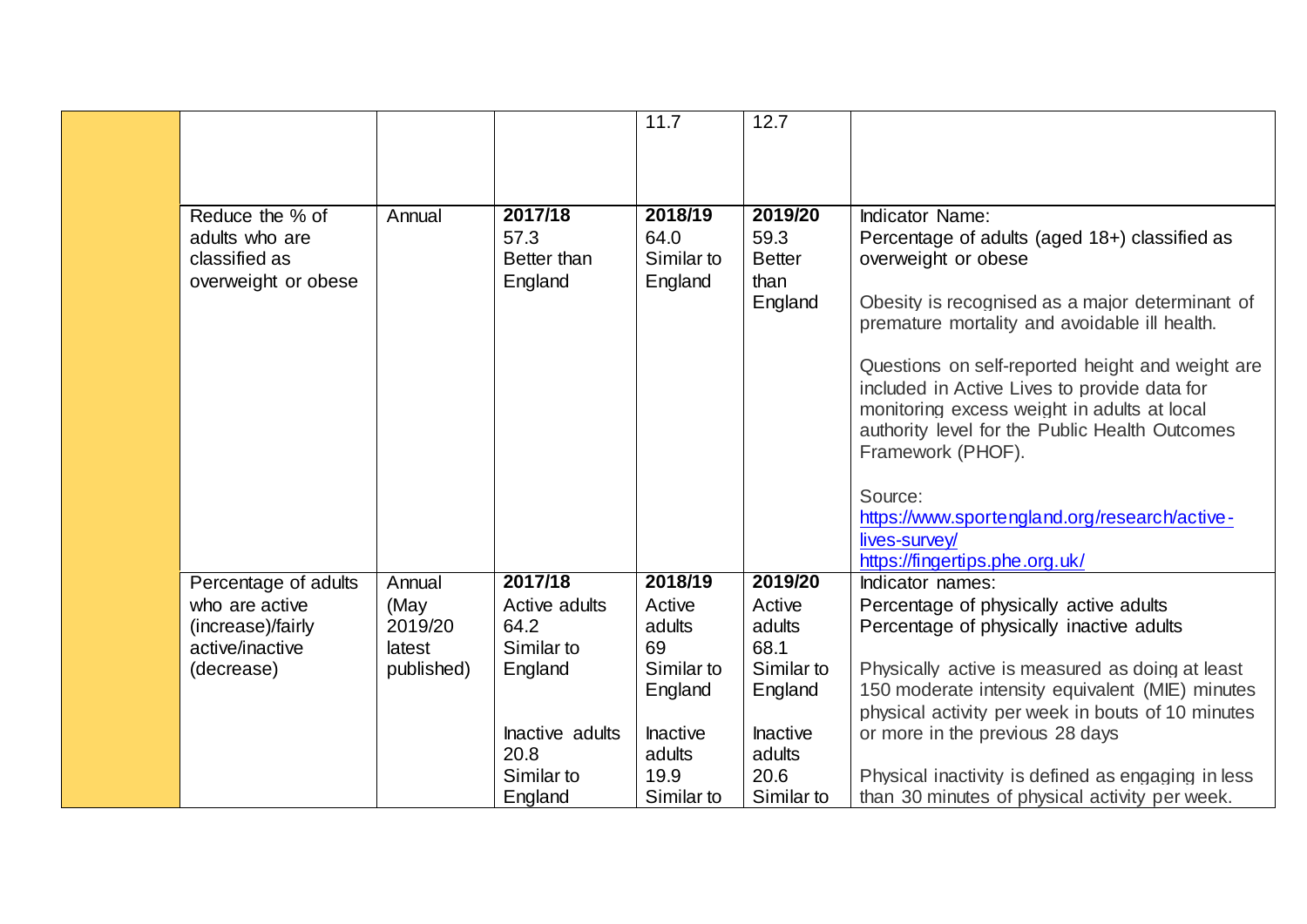|  |  |  |  |  |  |  |
|---|---|---|---|---|---|---|
|  |  |  |  | 11.7 | 12.7 |  |
|  | Reduce the % of adults who are classified as overweight or obese | Annual | **2017/18**<br>57.3<br>Better than England | **2018/19**<br>64.0<br>Similar to England | **2019/20**<br>59.3<br>Better than England | Indicator Name:<br>Percentage of adults (aged 18+) classified as overweight or obese<br><br>Obesity is recognised as a major determinant of premature mortality and avoidable ill health.<br><br>Questions on self-reported height and weight are included in Active Lives to provide data for monitoring excess weight in adults at local authority level for the Public Health Outcomes Framework (PHOF).<br><br>Source:<br>https://www.sportengland.org/research/active-lives-survey/<br>https://fingertips.phe.org.uk/ |
|  | Percentage of adults who are active (increase)/fairly active/inactive (decrease) | Annual (May 2019/20 latest published) | **2017/18**<br>Active adults<br>64.2<br>Similar to England<br><br>Inactive adults<br>20.8<br>Similar to England | **2018/19**<br>Active adults<br>69<br>Similar to England<br><br>Inactive adults<br>19.9<br>Similar to | **2019/20**<br>Active adults<br>68.1<br>Similar to England<br><br>Inactive adults<br>20.6<br>Similar to | Indicator names:<br>Percentage of physically active adults<br>Percentage of physically inactive adults<br><br>Physically active is measured as doing at least 150 moderate intensity equivalent (MIE) minutes physical activity per week in bouts of 10 minutes or more in the previous 28 days<br><br>Physical inactivity is defined as engaging in less than 30 minutes of physical activity per week. |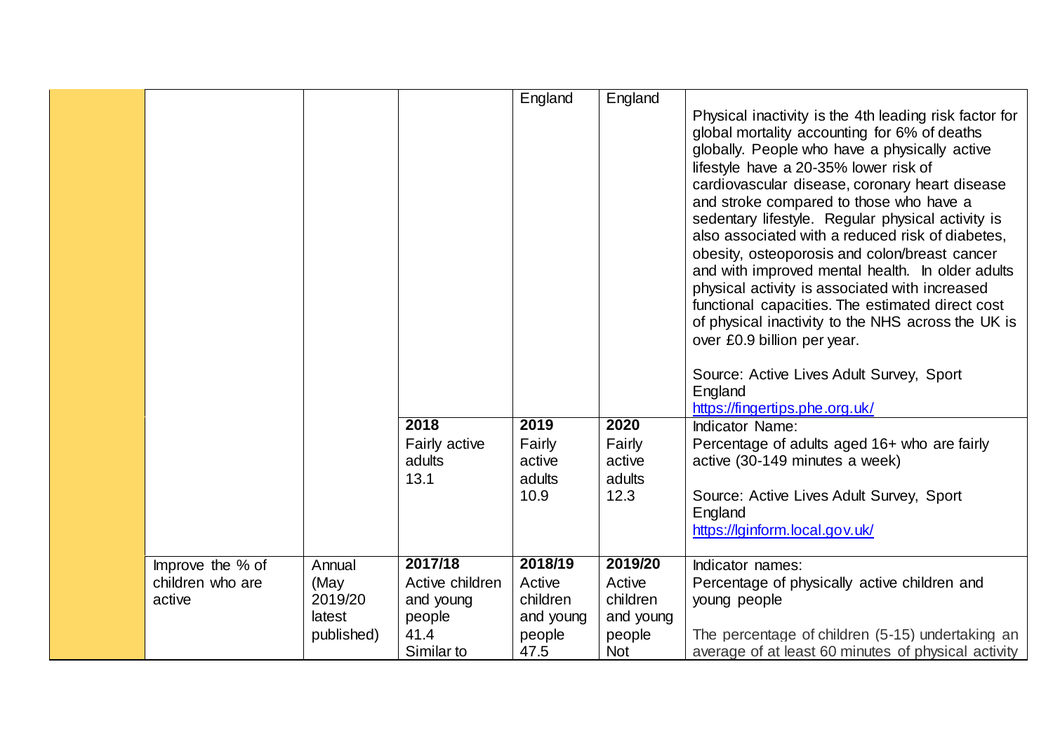| | | | | | | |
|---|---|---|---|---|---|---|
| | | | | England | England | Physical inactivity is the 4th leading risk factor for global mortality accounting for 6% of deaths globally. People who have a physically active lifestyle have a 20-35% lower risk of cardiovascular disease, coronary heart disease and stroke compared to those who have a sedentary lifestyle. Regular physical activity is also associated with a reduced risk of diabetes, obesity, osteoporosis and colon/breast cancer and with improved mental health. In older adults physical activity is associated with increased functional capacities. The estimated direct cost of physical inactivity to the NHS across the UK is over £0.9 billion per year.<br><br>Source: Active Lives Adult Survey, Sport England<br>https://fingertips.phe.org.uk/ |
| | | | **2018**<br>Fairly active adults<br>13.1 | **2019**<br>Fairly active adults<br>10.9 | **2020**<br>Fairly active adults<br>12.3 | Indicator Name:<br>Percentage of adults aged 16+ who are fairly active (30-149 minutes a week)<br><br>Source: Active Lives Adult Survey, Sport England<br>https://lginform.local.gov.uk/ |
| | Improve the % of children who are active | Annual (May 2019/20 latest published) | **2017/18**<br>Active children and young people<br>41.4<br>Similar to | **2018/19**<br>Active children and young people<br>47.5 | **2019/20**<br>Active children and young people<br>Not | Indicator names:<br>Percentage of physically active children and young people<br><br>The percentage of children (5-15) undertaking an average of at least 60 minutes of physical activity |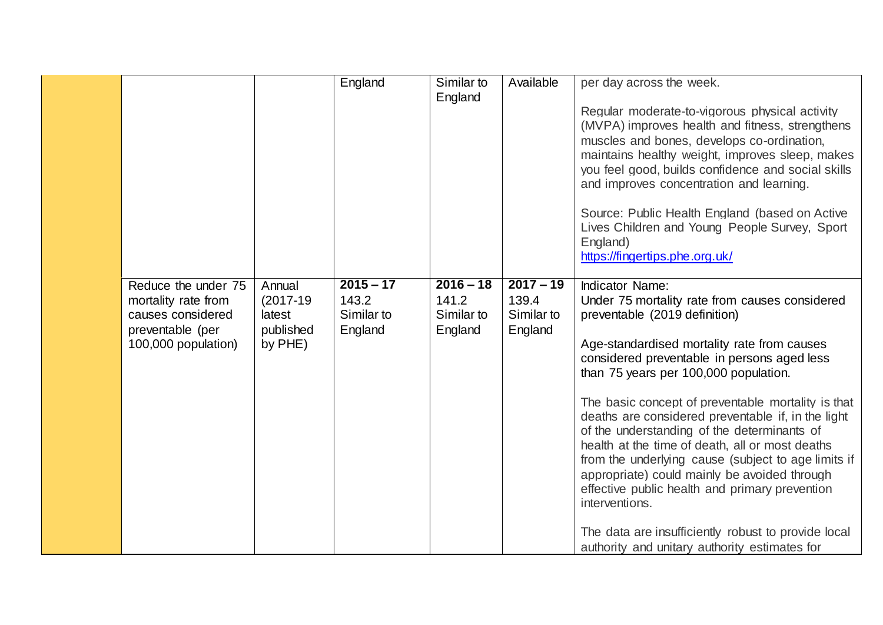| | | | | | | |
|---|---|---|---|---|---|---|
| | | | England | Similar to England | Available | per day across the week.<br><br>Regular moderate-to-vigorous physical activity (MVPA) improves health and fitness, strengthens muscles and bones, develops co-ordination, maintains healthy weight, improves sleep, makes you feel good, builds confidence and social skills and improves concentration and learning.<br><br>Source: Public Health England (based on Active Lives Children and Young People Survey, Sport England)<br>https://fingertips.phe.org.uk/ |
| | Reduce the under 75 mortality rate from causes considered preventable (per 100,000 population) | Annual (2017-19 latest published by PHE) | **2015 – 17**<br>143.2<br>Similar to England | **2016 – 18**<br>141.2<br>Similar to England | **2017 – 19**<br>139.4<br>Similar to England | Indicator Name:<br>Under 75 mortality rate from causes considered preventable (2019 definition)<br><br>Age-standardised mortality rate from causes considered preventable in persons aged less than 75 years per 100,000 population.<br><br>The basic concept of preventable mortality is that deaths are considered preventable if, in the light of the understanding of the determinants of health at the time of death, all or most deaths from the underlying cause (subject to age limits if appropriate) could mainly be avoided through effective public health and primary prevention interventions.<br><br>The data are insufficiently robust to provide local authority and unitary authority estimates for |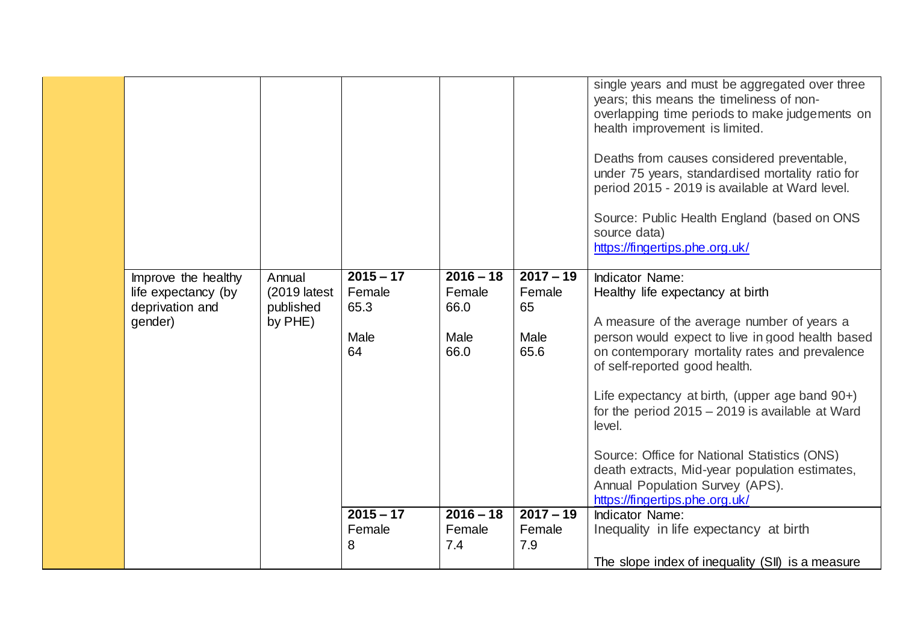| | | | | | | |
|---|---|---|---|---|---|---|
| | | | | | | single years and must be aggregated over three years; this means the timeliness of non-overlapping time periods to make judgements on health improvement is limited.<br><br>Deaths from causes considered preventable, under 75 years, standardised mortality ratio for period 2015 - 2019 is available at Ward level.<br><br>Source: Public Health England (based on ONS source data)<br>https://fingertips.phe.org.uk/ |
| | Improve the healthy life expectancy (by deprivation and gender) | Annual (2019 latest published by PHE) | **2015 – 17**<br>Female<br>65.3<br><br>Male<br>64 | **2016 – 18**<br>Female<br>66.0<br><br>Male<br>66.0 | **2017 – 19**<br>Female<br>65<br><br>Male<br>65.6 | Indicator Name:<br>Healthy life expectancy at birth<br><br>A measure of the average number of years a person would expect to live in good health based on contemporary mortality rates and prevalence of self-reported good health.<br><br>Life expectancy at birth, (upper age band 90+) for the period 2015 – 2019 is available at Ward level.<br><br>Source: Office for National Statistics (ONS) death extracts, Mid-year population estimates, Annual Population Survey (APS).<br>https://fingertips.phe.org.uk/ |
| | | | **2015 – 17**<br>Female<br>8 | **2016 – 18**<br>Female<br>7.4 | **2017 – 19**<br>Female<br>7.9 | Indicator Name:<br>Inequality in life expectancy at birth<br><br>The slope index of inequality (SII) is a measure |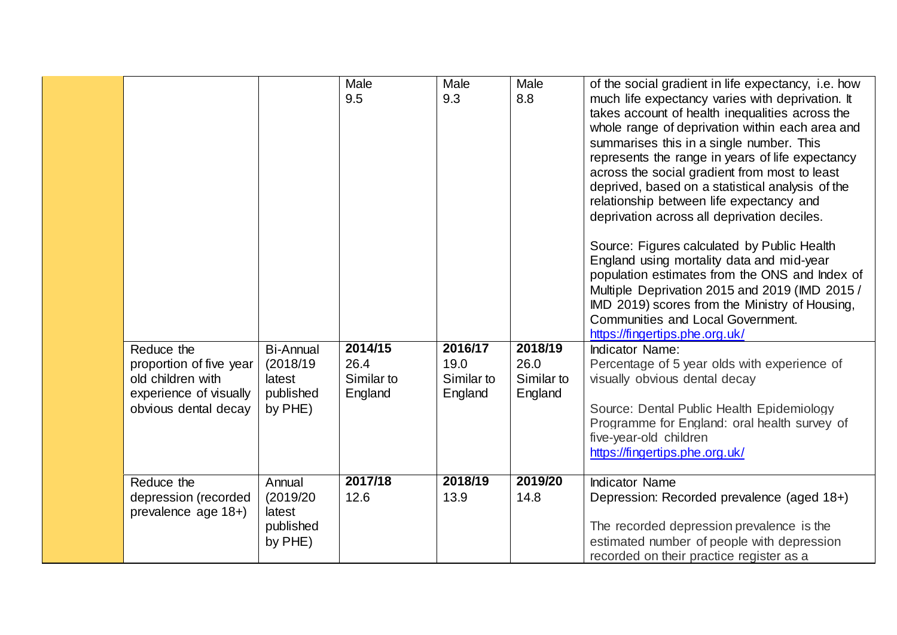|  |  |  | Male<br>9.5 | Male<br>9.3 | Male<br>8.8 | of the social gradient in life expectancy, i.e. how much life expectancy varies with deprivation. It takes account of health inequalities across the whole range of deprivation within each area and summarises this in a single number. This represents the range in years of life expectancy across the social gradient from most to least deprived, based on a statistical analysis of the relationship between life expectancy and deprivation across all deprivation deciles.<br><br>Source: Figures calculated by Public Health England using mortality data and mid-year population estimates from the ONS and Index of Multiple Deprivation 2015 and 2019 (IMD 2015 / IMD 2019) scores from the Ministry of Housing, Communities and Local Government.<br>https://fingertips.phe.org.uk/ |
|---|---|---|---|---|---|---|
|  | Reduce the proportion of five year old children with experience of visually obvious dental decay | Bi-Annual (2018/19 latest published by PHE) | **2014/15**<br>26.4<br>Similar to England | **2016/17**<br>19.0<br>Similar to England | **2018/19**<br>26.0<br>Similar to England | Indicator Name:<br>Percentage of 5 year olds with experience of visually obvious dental decay<br><br>Source: Dental Public Health Epidemiology Programme for England: oral health survey of five-year-old children<br>https://fingertips.phe.org.uk/ |
|  | Reduce the depression (recorded prevalence age 18+) | Annual (2019/20 latest published by PHE) | **2017/18**<br>12.6 | **2018/19**<br>13.9 | **2019/20**<br>14.8 | Indicator Name<br>Depression: Recorded prevalence (aged 18+)<br><br>The recorded depression prevalence is the estimated number of people with depression recorded on their practice register as a |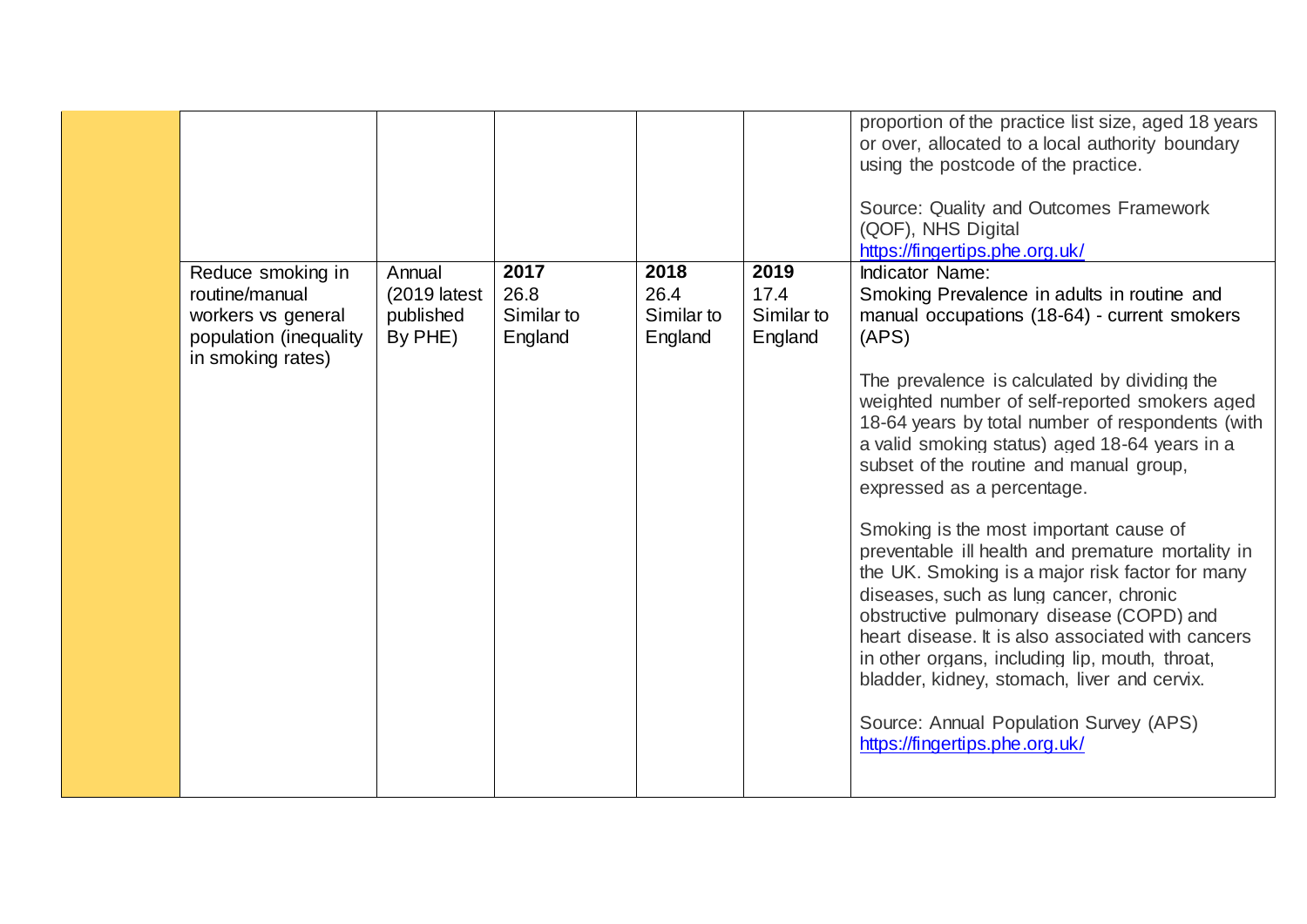|  |  |  |  |  |  |  |
|---|---|---|---|---|---|---|
|  |  |  |  |  |  | proportion of the practice list size, aged 18 years or over, allocated to a local authority boundary using the postcode of the practice.<br><br>Source: Quality and Outcomes Framework (QOF), NHS Digital<br>https://fingertips.phe.org.uk/ |
|  | Reduce smoking in routine/manual workers vs general population (inequality in smoking rates) | Annual (2019 latest published By PHE) | **2017**<br>26.8<br>Similar to England | **2018**<br>26.4<br>Similar to England | **2019**<br>17.4<br>Similar to England | Indicator Name:<br>Smoking Prevalence in adults in routine and manual occupations (18-64) - current smokers (APS)<br><br>The prevalence is calculated by dividing the weighted number of self-reported smokers aged 18-64 years by total number of respondents (with a valid smoking status) aged 18-64 years in a subset of the routine and manual group, expressed as a percentage.<br><br>Smoking is the most important cause of preventable ill health and premature mortality in the UK. Smoking is a major risk factor for many diseases, such as lung cancer, chronic obstructive pulmonary disease (COPD) and heart disease. It is also associated with cancers in other organs, including lip, mouth, throat, bladder, kidney, stomach, liver and cervix.<br><br>Source: Annual Population Survey (APS)<br>https://fingertips.phe.org.uk/ |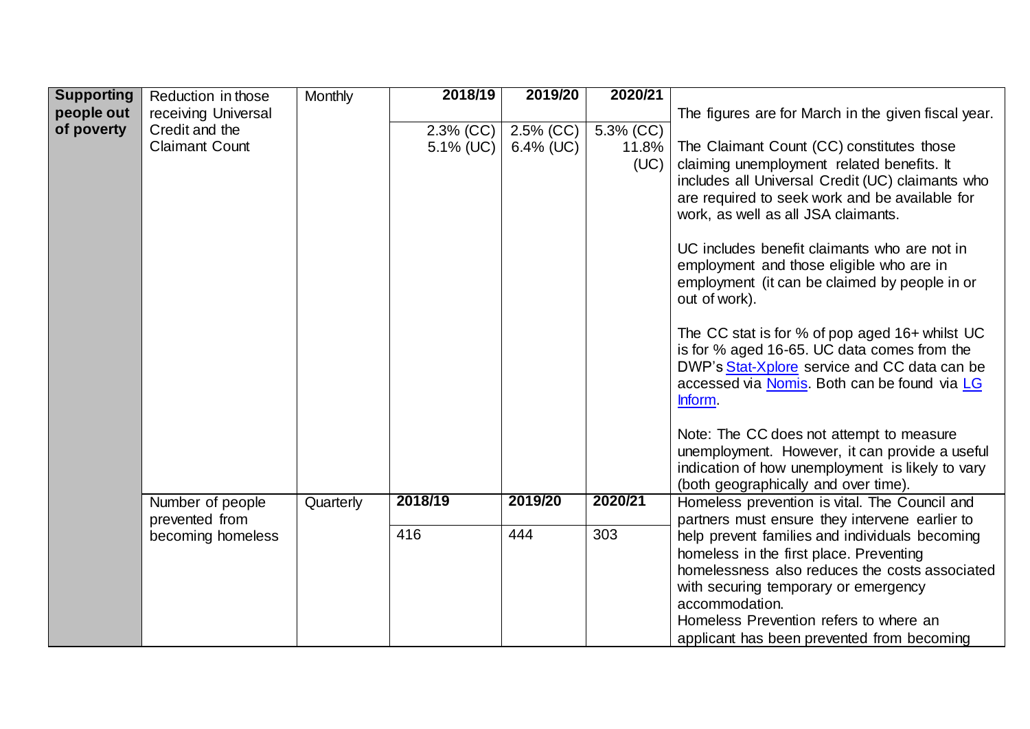| Supporting people out of poverty | Reduction in those receiving Universal Credit and the Claimant Count | Monthly | 2018/19<br>2.3% (CC)<br>5.1% (UC) | 2019/20<br>2.5% (CC)<br>6.4% (UC) | 2020/21<br>5.3% (CC)<br>11.8% (UC) | The figures are for March in the given fiscal year.<br><br>The Claimant Count (CC) constitutes those claiming unemployment related benefits. It includes all Universal Credit (UC) claimants who are required to seek work and be available for work, as well as all JSA claimants.<br><br>UC includes benefit claimants who are not in employment and those eligible who are in employment (it can be claimed by people in or out of work).<br><br>The CC stat is for % of pop aged 16+ whilst UC is for % aged 16-65. UC data comes from the DWP's Stat-Xplore service and CC data can be accessed via Nomis. Both can be found via LG Inform.<br><br>Note: The CC does not attempt to measure unemployment. However, it can provide a useful indication of how unemployment is likely to vary (both geographically and over time). |
|---|---|---|---|---|---|---|
| | Number of people prevented from becoming homeless | Quarterly | 2018/19<br>416 | 2019/20<br>444 | 2020/21<br>303 | Homeless prevention is vital. The Council and partners must ensure they intervene earlier to help prevent families and individuals becoming homeless in the first place. Preventing homelessness also reduces the costs associated with securing temporary or emergency accommodation.<br>Homeless Prevention refers to where an applicant has been prevented from becoming |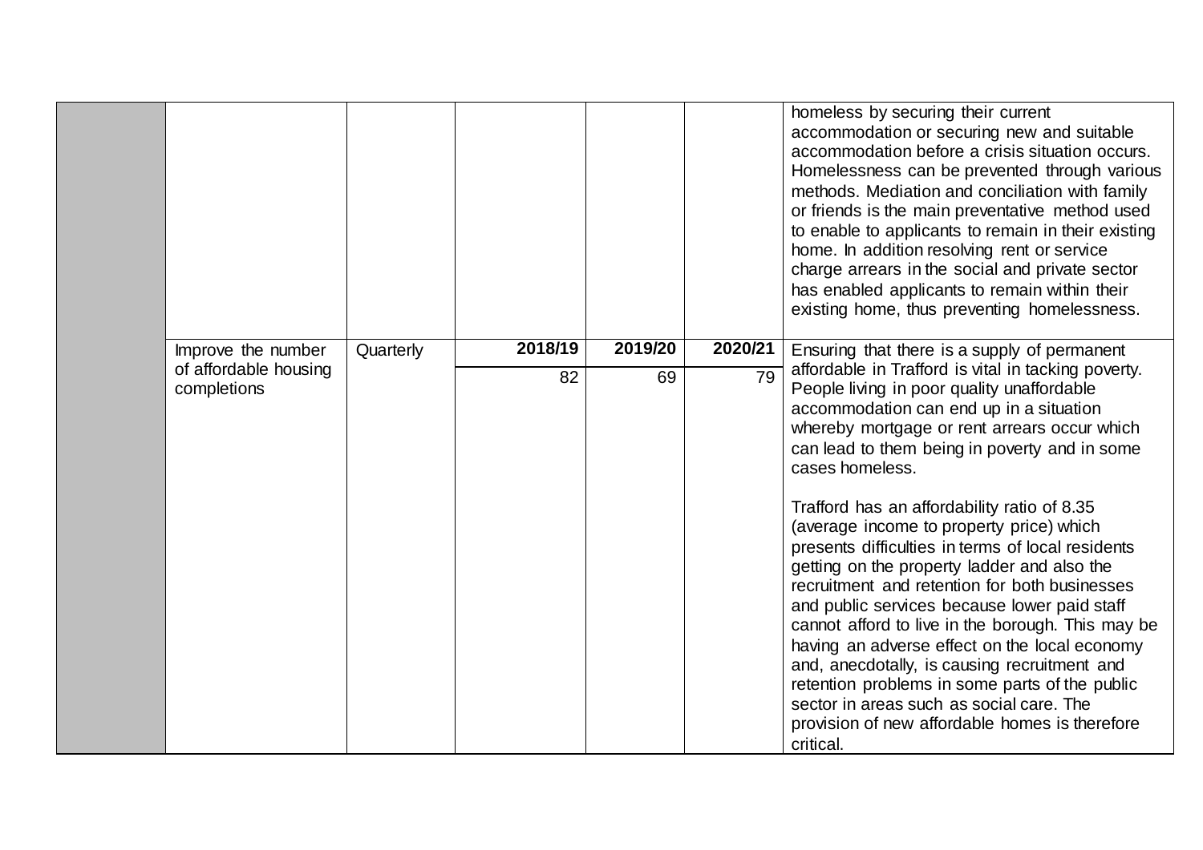| | | | | | | |
|---|---|---|---|---|---|---|
| | | | | | | homeless by securing their current accommodation or securing new and suitable accommodation before a crisis situation occurs. Homelessness can be prevented through various methods. Mediation and conciliation with family or friends is the main preventative method used to enable to applicants to remain in their existing home. In addition resolving rent or service charge arrears in the social and private sector has enabled applicants to remain within their existing home, thus preventing homelessness. |
| | Improve the number of affordable housing completions | Quarterly | **2018/19**<br>82 | **2019/20**<br>69 | **2020/21**<br>79 | Ensuring that there is a supply of permanent affordable in Trafford is vital in tacking poverty. People living in poor quality unaffordable accommodation can end up in a situation whereby mortgage or rent arrears occur which can lead to them being in poverty and in some cases homeless.<br><br>Trafford has an affordability ratio of 8.35 (average income to property price) which presents difficulties in terms of local residents getting on the property ladder and also the recruitment and retention for both businesses and public services because lower paid staff cannot afford to live in the borough. This may be having an adverse effect on the local economy and, anecdotally, is causing recruitment and retention problems in some parts of the public sector in areas such as social care. The provision of new affordable homes is therefore critical. |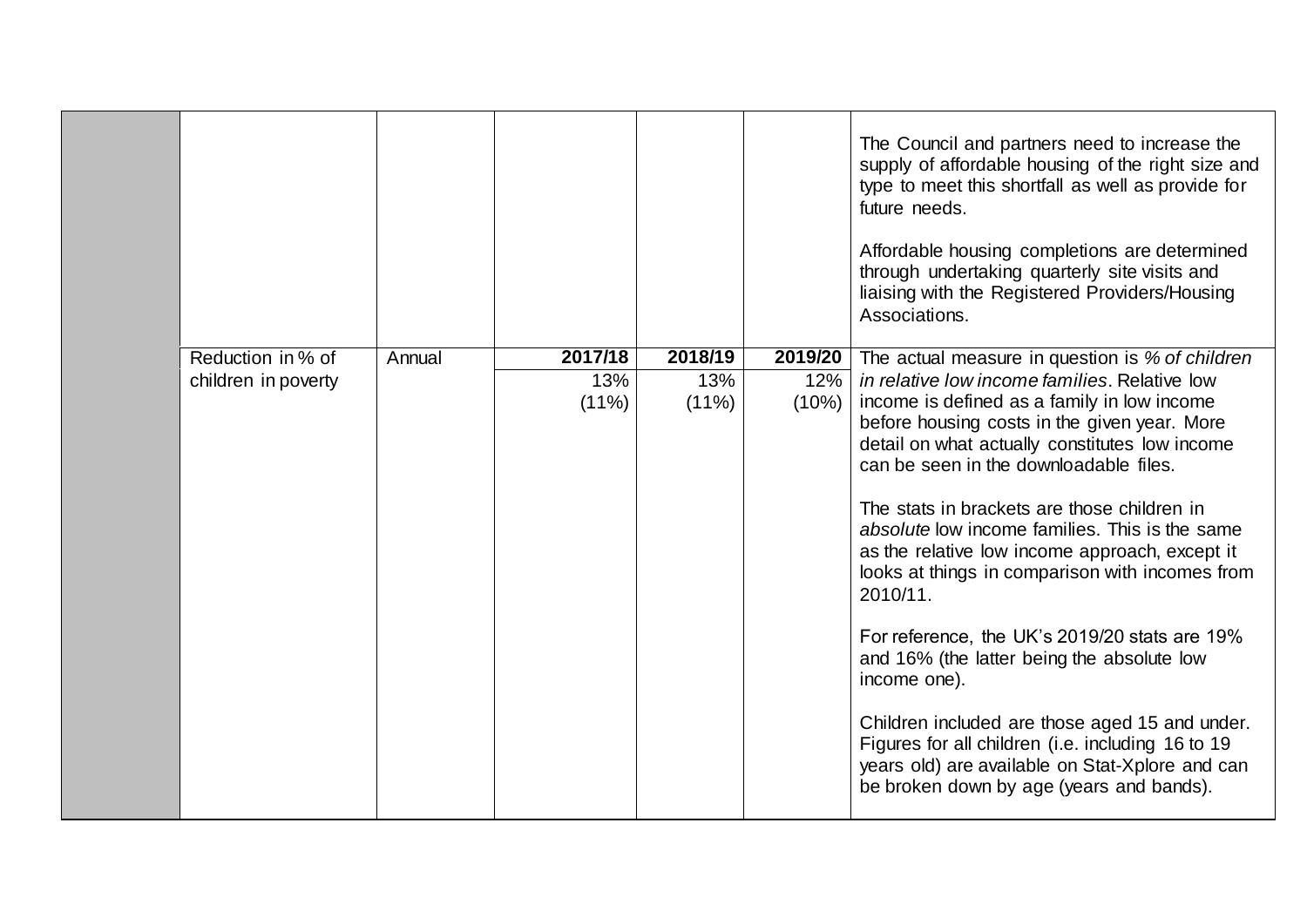| | | | | | | |
|---|---|---|---|---|---|---|
| | | | | | | The Council and partners need to increase the supply of affordable housing of the right size and type to meet this shortfall as well as provide for future needs.<br><br>Affordable housing completions are determined through undertaking quarterly site visits and liaising with the Registered Providers/Housing Associations. |
| | Reduction in % of children in poverty | Annual | **2017/18**<br>13%<br>(11%) | **2018/19**<br>13%<br>(11%) | **2019/20**<br>12%<br>(10%) | The actual measure in question is *% of children in relative low income families*. Relative low income is defined as a family in low income before housing costs in the given year. More detail on what actually constitutes low income can be seen in the downloadable files.<br><br>The stats in brackets are those children in *absolute* low income families. This is the same as the relative low income approach, except it looks at things in comparison with incomes from 2010/11.<br><br>For reference, the UK's 2019/20 stats are 19% and 16% (the latter being the absolute low income one).<br><br>Children included are those aged 15 and under. Figures for all children (i.e. including 16 to 19 years old) are available on Stat-Xplore and can be broken down by age (years and bands). |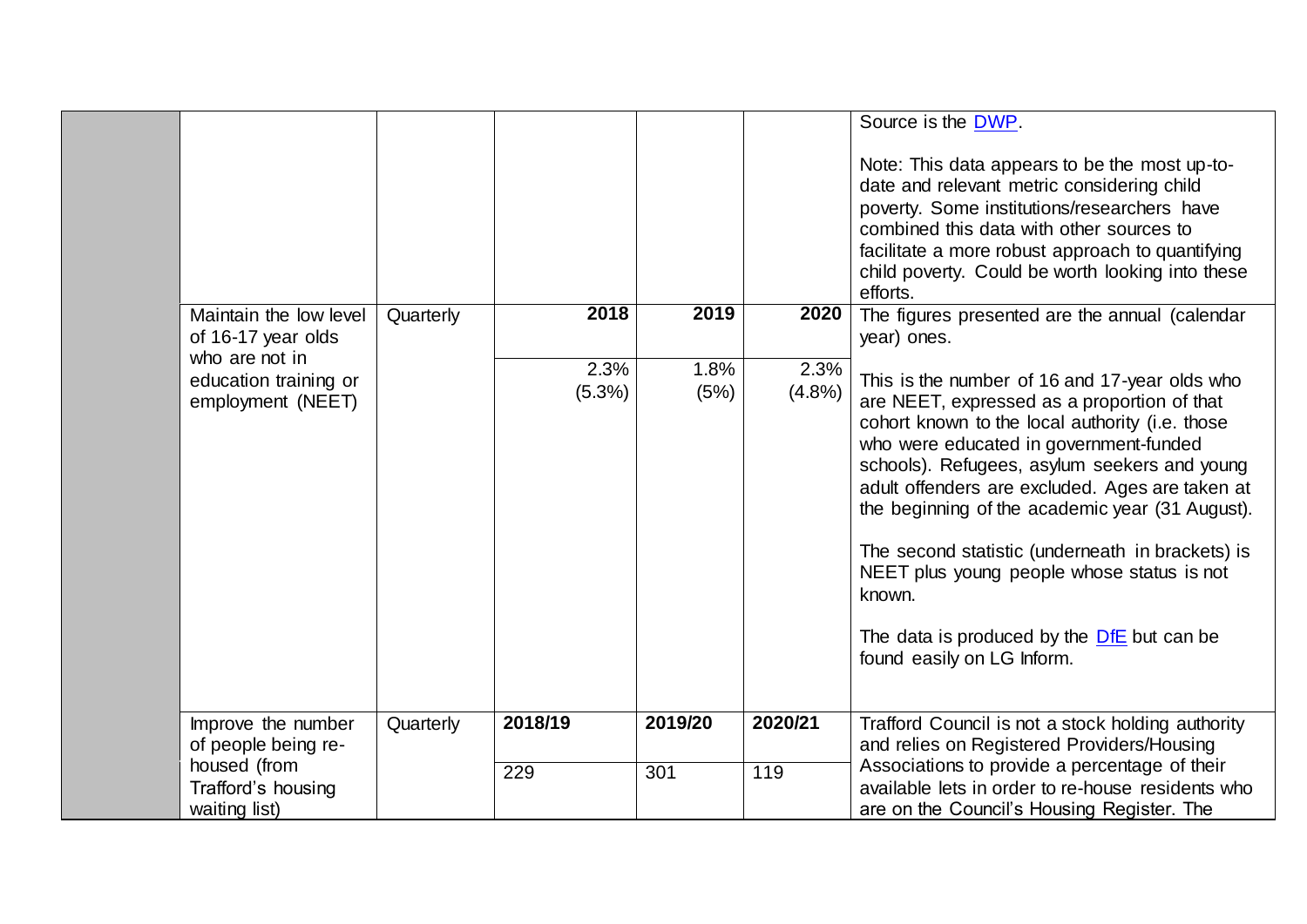| | | | | | | |
|---|---|---|---|---|---|---|
| | | | | | | Source is the DWP.<br><br>Note: This data appears to be the most up-to-date and relevant metric considering child poverty. Some institutions/researchers have combined this data with other sources to facilitate a more robust approach to quantifying child poverty. Could be worth looking into these efforts. |
| | Maintain the low level of 16-17 year olds who are not in education training or employment (NEET) | Quarterly | **2018**<br><br>2.3% (5.3%) | **2019**<br><br>1.8% (5%) | **2020**<br><br>2.3% (4.8%) | The figures presented are the annual (calendar year) ones.<br><br>This is the number of 16 and 17-year olds who are NEET, expressed as a proportion of that cohort known to the local authority (i.e. those who were educated in government-funded schools). Refugees, asylum seekers and young adult offenders are excluded. Ages are taken at the beginning of the academic year (31 August).<br><br>The second statistic (underneath in brackets) is NEET plus young people whose status is not known.<br><br>The data is produced by the DfE but can be found easily on LG Inform. |
| | Improve the number of people being re-housed (from Trafford's housing waiting list) | Quarterly | **2018/19**<br><br>229 | **2019/20**<br><br>301 | **2020/21**<br><br>119 | Trafford Council is not a stock holding authority and relies on Registered Providers/Housing Associations to provide a percentage of their available lets in order to re-house residents who are on the Council's Housing Register. The |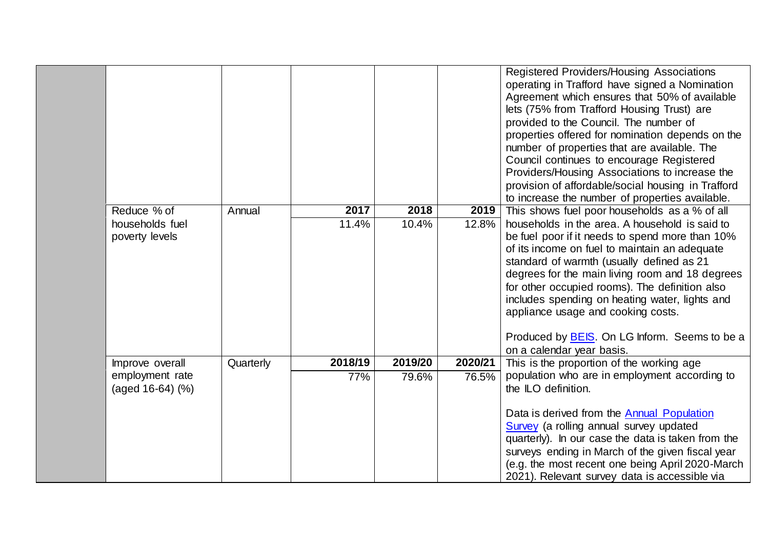| | | | | | | |
|---|---|---|---|---|---|---|
| | | | | | | Registered Providers/Housing Associations operating in Trafford have signed a Nomination Agreement which ensures that 50% of available lets (75% from Trafford Housing Trust) are provided to the Council. The number of properties offered for nomination depends on the number of properties that are available. The Council continues to encourage Registered Providers/Housing Associations to increase the provision of affordable/social housing in Trafford to increase the number of properties available. |
| | Reduce % of households fuel poverty levels | Annual | **2017** | **2018** | **2019** | This shows fuel poor households as a % of all households in the area. A household is said to be fuel poor if it needs to spend more than 10% of its income on fuel to maintain an adequate standard of warmth (usually defined as 21 degrees for the main living room and 18 degrees for other occupied rooms). The definition also includes spending on heating water, lights and appliance usage and cooking costs.<br><br>Produced by BEIS. On LG Inform. Seems to be a on a calendar year basis. |
| | | | 11.4% | 10.4% | 12.8% | |
| | Improve overall employment rate (aged 16-64) (%) | Quarterly | **2018/19** | **2019/20** | **2020/21** | This is the proportion of the working age population who are in employment according to the ILO definition.<br><br>Data is derived from the Annual Population Survey (a rolling annual survey updated quarterly). In our case the data is taken from the surveys ending in March of the given fiscal year (e.g. the most recent one being April 2020-March 2021). Relevant survey data is accessible via |
| | | | 77% | 79.6% | 76.5% | |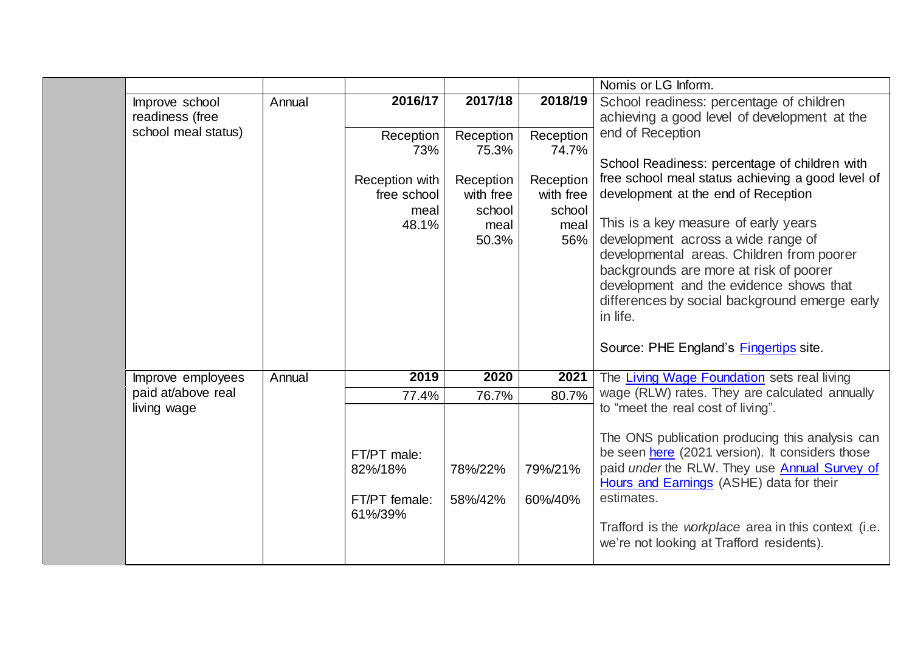| | | | | | | |
|---|---|---|---|---|---|---|
| | | | | | | Nomis or LG Inform. |
| | Improve school readiness (free school meal status) | Annual | **2016/17**<br><br>Reception 73%<br><br>Reception with free school meal 48.1% | **2017/18**<br><br>Reception 75.3%<br><br>Reception with free school meal 50.3% | **2018/19**<br><br>Reception 74.7%<br><br>Reception with free school meal 56% | School readiness: percentage of children achieving a good level of development at the end of Reception<br><br>School Readiness: percentage of children with free school meal status achieving a good level of development at the end of Reception<br><br>This is a key measure of early years development across a wide range of developmental areas. Children from poorer backgrounds are more at risk of poorer development and the evidence shows that differences by social background emerge early in life.<br><br>Source: PHE England's Fingertips site. |
| | Improve employees paid at/above real living wage | Annual | **2019**<br><br>77.4%<br><br>FT/PT male: 82%/18%<br><br>FT/PT female: 61%/39% | **2020**<br><br>76.7%<br><br>78%/22%<br><br>58%/42% | **2021**<br><br>80.7%<br><br>79%/21%<br><br>60%/40% | The Living Wage Foundation sets real living wage (RLW) rates. They are calculated annually to "meet the real cost of living".<br><br>The ONS publication producing this analysis can be seen here (2021 version). It considers those paid *under* the RLW. They use Annual Survey of Hours and Earnings (ASHE) data for their estimates.<br><br>Trafford is the *workplace* area in this context (i.e. we're not looking at Trafford residents). |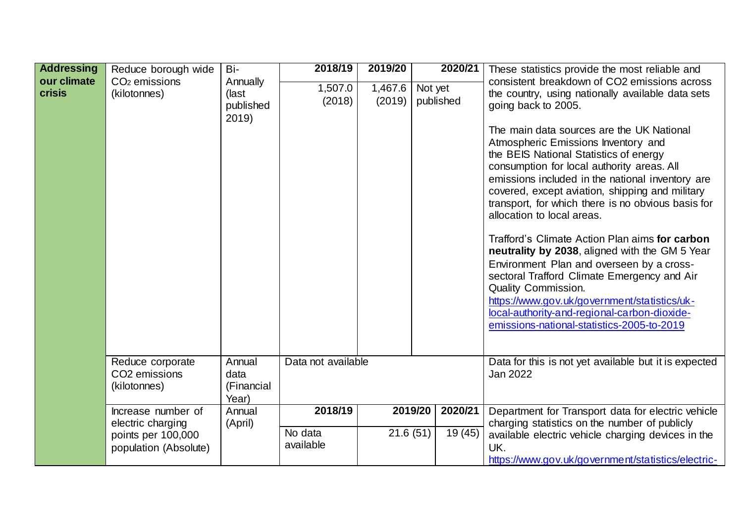| Addressing our climate crisis | Reduce borough wide $CO_2$ emissions (kilotonnes) | Bi-Annually (last published 2019) | 2018/19 | 2019/20 | 2020/21 | These statistics provide the most reliable and consistent breakdown of CO2 emissions across the country, using nationally available data sets going back to 2005.<br><br>The main data sources are the UK National Atmospheric Emissions Inventory and the BEIS National Statistics of energy consumption for local authority areas. All emissions included in the national inventory are covered, except aviation, shipping and military transport, for which there is no obvious basis for allocation to local areas.<br><br>Trafford's Climate Action Plan aims **for carbon neutrality by 2038**, aligned with the GM 5 Year Environment Plan and overseen by a cross-sectoral Trafford Climate Emergency and Air Quality Commission.<br>https://www.gov.uk/government/statistics/uk-local-authority-and-regional-carbon-dioxide-emissions-national-statistics-2005-to-2019 |
|---|---|---|---|---|---|---|
| | | | 1,507.0 (2018) | 1,467.6 (2019) | Not yet published | |
| | Reduce corporate CO2 emissions (kilotonnes) | Annual data (Financial Year) | Data not available | | | Data for this is not yet available but it is expected Jan 2022 |
| | Increase number of electric charging points per 100,000 population (Absolute) | Annual (April) | 2018/19 | 2019/20 | 2020/21 | Department for Transport data for electric vehicle charging statistics on the number of publicly available electric vehicle charging devices in the UK.<br>https://www.gov.uk/government/statistics/electric- |
| | | | No data available | 21.6 (51) | 19 (45) | |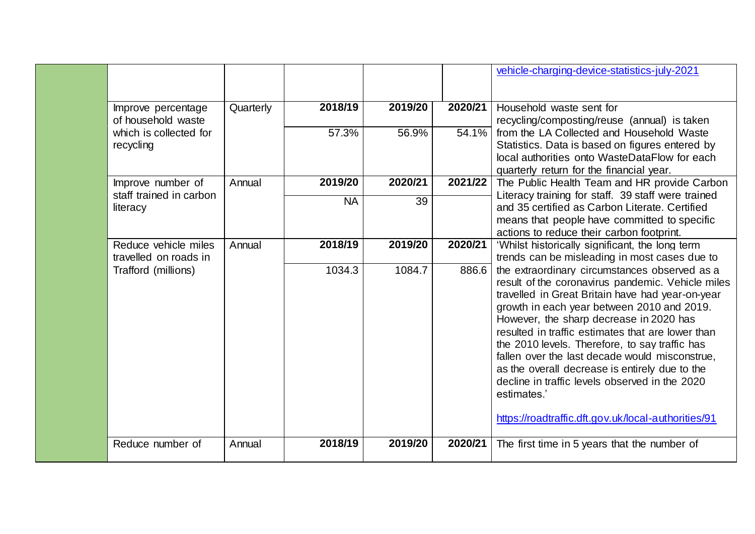| | | | | | | |
|---|---|---|---|---|---|---|
| | | | | | | vehicle-charging-device-statistics-july-2021 |
| | Improve percentage of household waste which is collected for recycling | Quarterly | 2018/19 | 2019/20 | 2020/21 | Household waste sent for recycling/composting/reuse (annual) is taken from the LA Collected and Household Waste Statistics. Data is based on figures entered by local authorities onto WasteDataFlow for each quarterly return for the financial year. |
| | | | 57.3% | 56.9% | 54.1% | |
| | Improve number of staff trained in carbon literacy | Annual | 2019/20 | 2020/21 | 2021/22 | The Public Health Team and HR provide Carbon Literacy training for staff. 39 staff were trained and 35 certified as Carbon Literate. Certified means that people have committed to specific actions to reduce their carbon footprint. |
| | | | NA | 39 | | |
| | Reduce vehicle miles travelled on roads in Trafford (millions) | Annual | 2018/19 | 2019/20 | 2020/21 | 'Whilst historically significant, the long term trends can be misleading in most cases due to the extraordinary circumstances observed as a result of the coronavirus pandemic. Vehicle miles travelled in Great Britain have had year-on-year growth in each year between 2010 and 2019. However, the sharp decrease in 2020 has resulted in traffic estimates that are lower than the 2010 levels. Therefore, to say traffic has fallen over the last decade would misconstrue, as the overall decrease is entirely due to the decline in traffic levels observed in the 2020 estimates.' https://roadtraffic.dft.gov.uk/local-authorities/91 |
| | | | 1034.3 | 1084.7 | 886.6 | |
| | Reduce number of | Annual | 2018/19 | 2019/20 | 2020/21 | The first time in 5 years that the number of |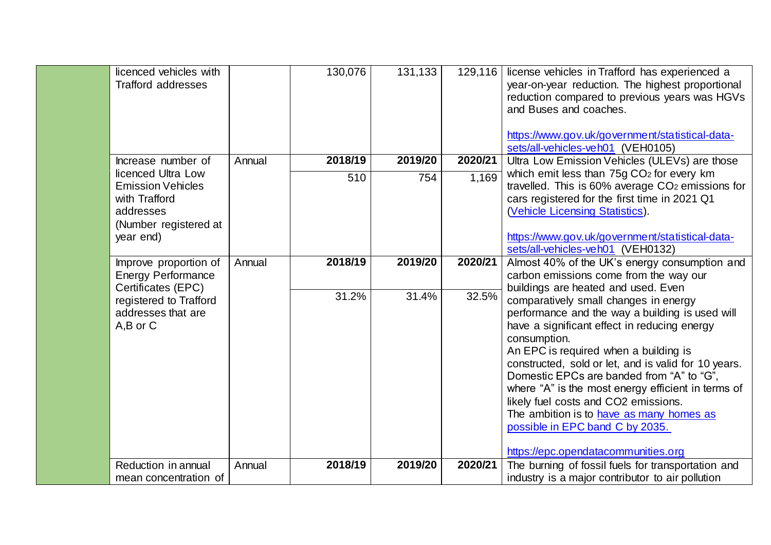| | | | | | | |
|---|---|---|---|---|---|---|
| | licenced vehicles with Trafford addresses | | 130,076 | 131,133 | 129,116 | license vehicles in Trafford has experienced a year-on-year reduction. The highest proportional reduction compared to previous years was HGVs and Buses and coaches.<br><br>https://www.gov.uk/government/statistical-data-sets/all-vehicles-veh01 (VEH0105) |
| | Increase number of licenced Ultra Low Emission Vehicles with Trafford addresses (Number registered at year end) | Annual | **2018/19**<br>510 | **2019/20**<br>754 | **2020/21**<br>1,169 | Ultra Low Emission Vehicles (ULEVs) are those which emit less than 75g $CO_2$ for every km travelled. This is 60% average $CO_2$ emissions for cars registered for the first time in 2021 Q1 (Vehicle Licensing Statistics).<br><br>https://www.gov.uk/government/statistical-data-sets/all-vehicles-veh01 (VEH0132) |
| | Improve proportion of Energy Performance Certificates (EPC) registered to Trafford addresses that are A,B or C | Annual | **2018/19**<br>31.2% | **2019/20**<br>31.4% | **2020/21**<br>32.5% | Almost 40% of the UK's energy consumption and carbon emissions come from the way our buildings are heated and used. Even comparatively small changes in energy performance and the way a building is used will have a significant effect in reducing energy consumption.<br>An EPC is required when a building is constructed, sold or let, and is valid for 10 years. Domestic EPCs are banded from "A" to "G", where "A" is the most energy efficient in terms of likely fuel costs and CO2 emissions.<br>The ambition is to have as many homes as possible in EPC band C by 2035.<br><br>https://epc.opendatacommunities.org |
| | Reduction in annual mean concentration of | Annual | **2018/19** | **2019/20** | **2020/21** | The burning of fossil fuels for transportation and industry is a major contributor to air pollution |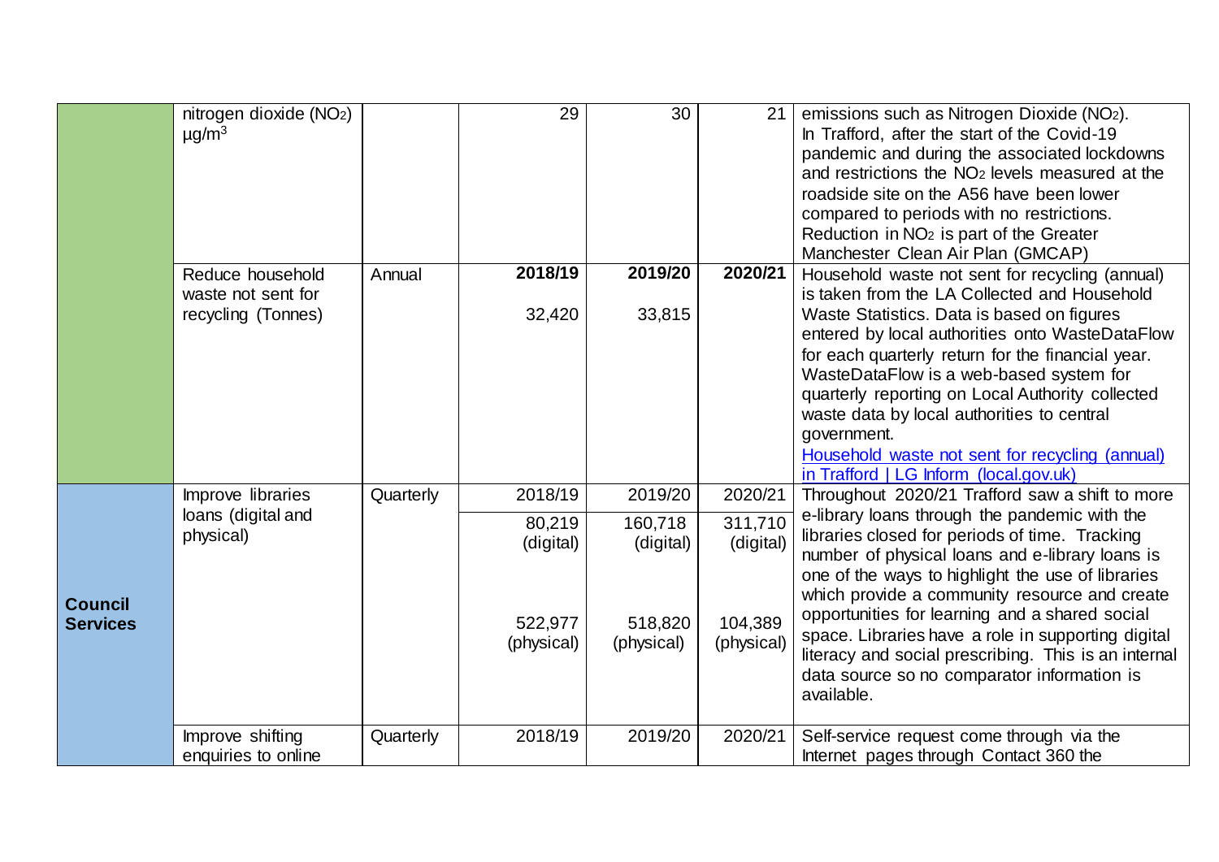| | | | | | | |
|---|---|---|---|---|---|---|
| | nitrogen dioxide ($NO_2$) $\mu g/m^3$ | | 29 | 30 | 21 | emissions such as Nitrogen Dioxide ($NO_2$). In Trafford, after the start of the Covid-19 pandemic and during the associated lockdowns and restrictions the $NO_2$ levels measured at the roadside site on the A56 have been lower compared to periods with no restrictions. Reduction in $NO_2$ is part of the Greater Manchester Clean Air Plan (GMCAP) |
| | Reduce household waste not sent for recycling (Tonnes) | Annual | **2018/19**<br><br>32,420 | **2019/20**<br><br>33,815 | **2020/21** | Household waste not sent for recycling (annual) is taken from the LA Collected and Household Waste Statistics. Data is based on figures entered by local authorities onto WasteDataFlow for each quarterly return for the financial year. WasteDataFlow is a web-based system for quarterly reporting on Local Authority collected waste data by local authorities to central government.<br>[Household waste not sent for recycling (annual) in Trafford \| LG Inform (local.gov.uk)](#) |
| **Council Services** | Improve libraries loans (digital and physical) | Quarterly | 2018/19<br><br>80,219 (digital)<br><br>522,977 (physical) | 2019/20<br><br>160,718 (digital)<br><br>518,820 (physical) | 2020/21<br><br>311,710 (digital)<br><br>104,389 (physical) | Throughout 2020/21 Trafford saw a shift to more e-library loans through the pandemic with the libraries closed for periods of time. Tracking number of physical loans and e-library loans is one of the ways to highlight the use of libraries which provide a community resource and create opportunities for learning and a shared social space. Libraries have a role in supporting digital literacy and social prescribing. This is an internal data source so no comparator information is available. |
| | Improve shifting enquiries to online | Quarterly | 2018/19 | 2019/20 | 2020/21 | Self-service request come through via the Internet pages through Contact 360 the |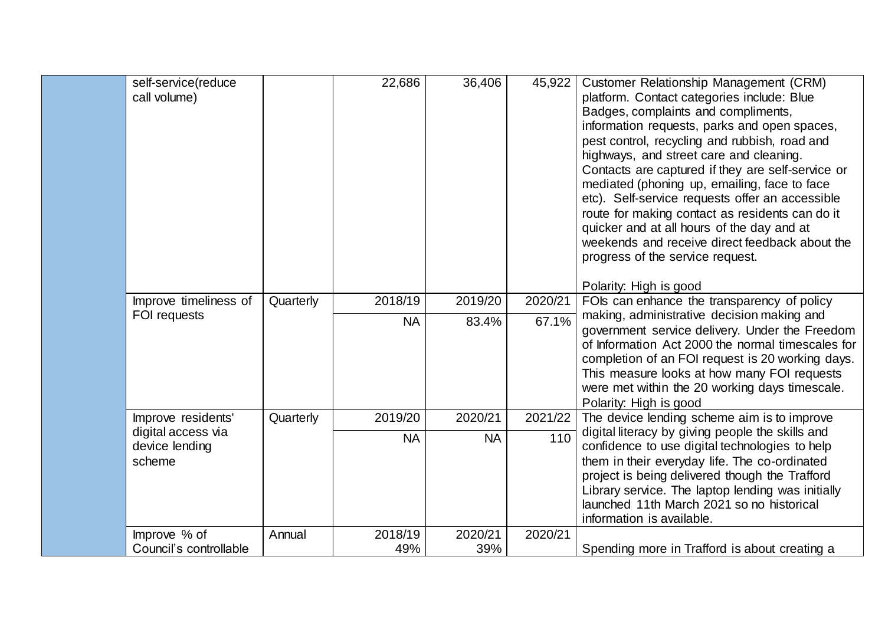| | | | | | | |
|---|---|---|---|---|---|---|
| | self-service(reduce call volume) | | 22,686 | 36,406 | 45,922 | Customer Relationship Management (CRM) platform. Contact categories include: Blue Badges, complaints and compliments, information requests, parks and open spaces, pest control, recycling and rubbish, road and highways, and street care and cleaning. Contacts are captured if they are self-service or mediated (phoning up, emailing, face to face etc). Self-service requests offer an accessible route for making contact as residents can do it quicker and at all hours of the day and at weekends and receive direct feedback about the progress of the service request.<br><br>Polarity: High is good |
| | Improve timeliness of FOI requests | Quarterly | 2018/19 | 2019/20 | 2020/21 | FOIs can enhance the transparency of policy making, administrative decision making and government service delivery. Under the Freedom of Information Act 2000 the normal timescales for completion of an FOI request is 20 working days. This measure looks at how many FOI requests were met within the 20 working days timescale. Polarity: High is good |
| | | | NA | 83.4% | 67.1% | |
| | Improve residents' digital access via device lending scheme | Quarterly | 2019/20 | 2020/21 | 2021/22 | The device lending scheme aim is to improve digital literacy by giving people the skills and confidence to use digital technologies to help them in their everyday life. The co-ordinated project is being delivered though the Trafford Library service. The laptop lending was initially launched 11th March 2021 so no historical information is available. |
| | | | NA | NA | 110 | |
| | Improve % of Council's controllable | Annual | 2018/19<br>49% | 2020/21<br>39% | 2020/21 | Spending more in Trafford is about creating a |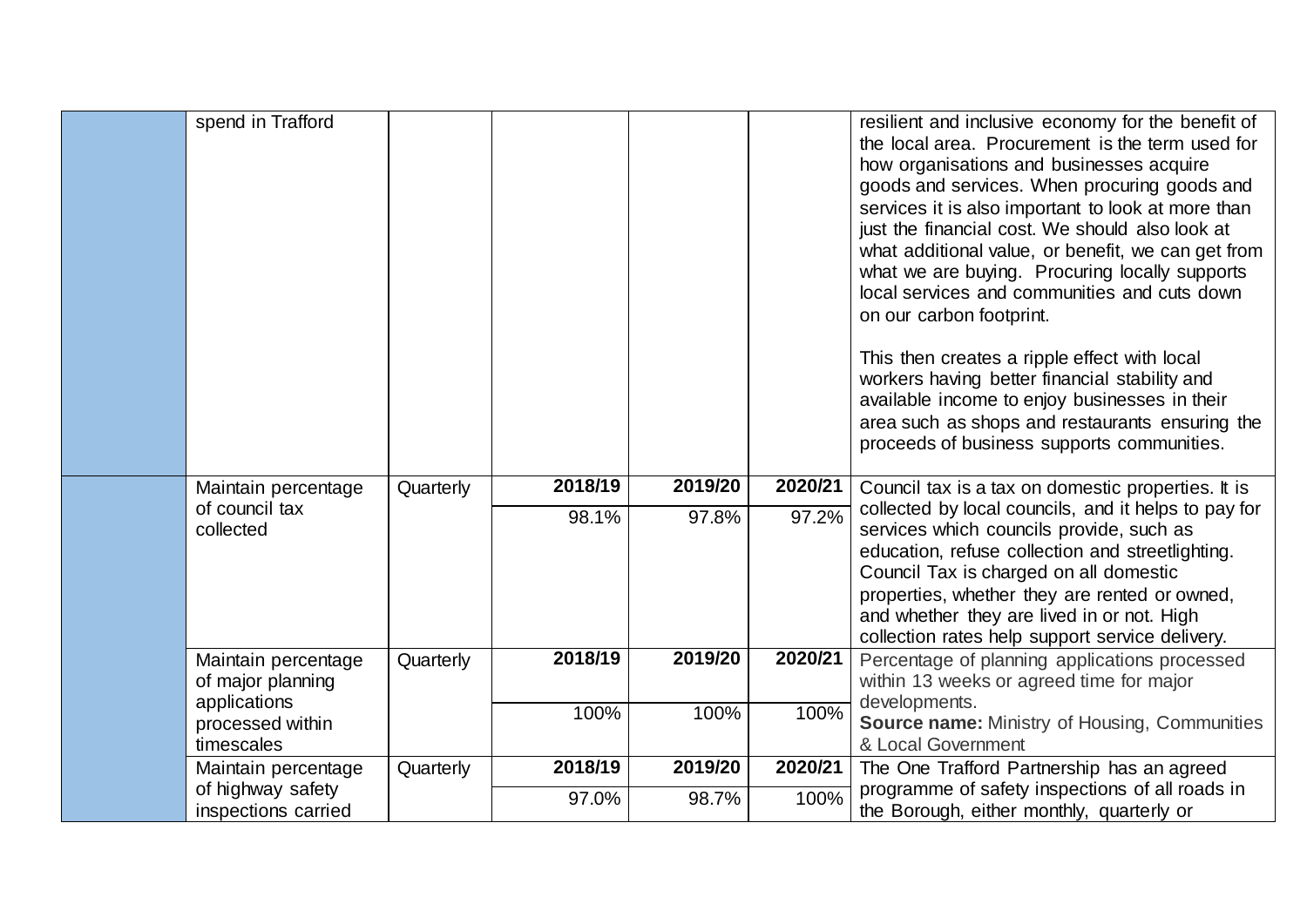| | | | | | | |
|---|---|---|---|---|---|---|
| | spend in Trafford | | | | | resilient and inclusive economy for the benefit of the local area. Procurement is the term used for how organisations and businesses acquire goods and services. When procuring goods and services it is also important to look at more than just the financial cost. We should also look at what additional value, or benefit, we can get from what we are buying. Procuring locally supports local services and communities and cuts down on our carbon footprint.<br><br>This then creates a ripple effect with local workers having better financial stability and available income to enjoy businesses in their area such as shops and restaurants ensuring the proceeds of business supports communities. |
| | Maintain percentage of council tax collected | Quarterly | **2018/19**<br>98.1% | **2019/20**<br>97.8% | **2020/21**<br>97.2% | Council tax is a tax on domestic properties. It is collected by local councils, and it helps to pay for services which councils provide, such as education, refuse collection and streetlighting. Council Tax is charged on all domestic properties, whether they are rented or owned, and whether they are lived in or not. High collection rates help support service delivery. |
| | Maintain percentage of major planning applications processed within timescales | Quarterly | **2018/19**<br>100% | **2019/20**<br>100% | **2020/21**<br>100% | Percentage of planning applications processed within 13 weeks or agreed time for major developments.<br>**Source name:** Ministry of Housing, Communities & Local Government |
| | Maintain percentage of highway safety inspections carried | Quarterly | **2018/19**<br>97.0% | **2019/20**<br>98.7% | **2020/21**<br>100% | The One Trafford Partnership has an agreed programme of safety inspections of all roads in the Borough, either monthly, quarterly or |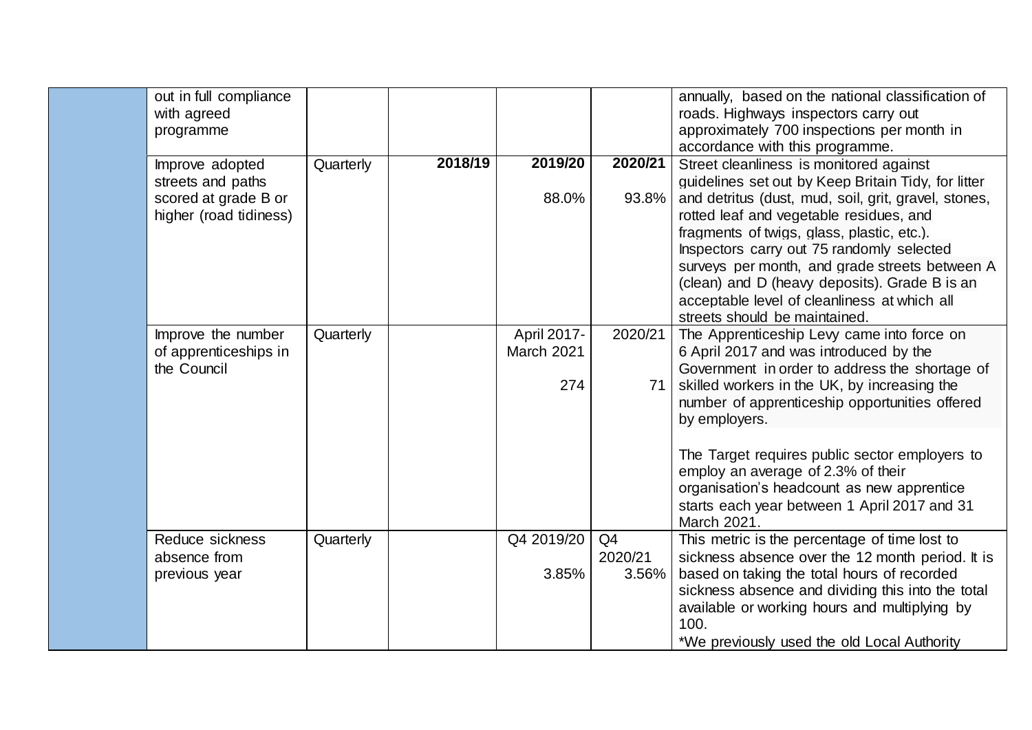| | | | | | | |
|---|---|---|---|---|---|---|
| | out in full compliance with agreed programme | | | | | annually, based on the national classification of roads. Highways inspectors carry out approximately 700 inspections per month in accordance with this programme. |
| | Improve adopted streets and paths scored at grade B or higher (road tidiness) | Quarterly | **2018/19** | **2019/20** 88.0% | **2020/21** 93.8% | Street cleanliness is monitored against guidelines set out by Keep Britain Tidy, for litter and detritus (dust, mud, soil, grit, gravel, stones, rotted leaf and vegetable residues, and fragments of twigs, glass, plastic, etc.). Inspectors carry out 75 randomly selected surveys per month, and grade streets between A (clean) and D (heavy deposits). Grade B is an acceptable level of cleanliness at which all streets should be maintained. |
| | Improve the number of apprenticeships in the Council | Quarterly | | April 2017-March 2021 274 | 2020/21 71 | The Apprenticeship Levy came into force on 6 April 2017 and was introduced by the Government in order to address the shortage of skilled workers in the UK, by increasing the number of apprenticeship opportunities offered by employers.<br><br>The Target requires public sector employers to employ an average of 2.3% of their organisation's headcount as new apprentice starts each year between 1 April 2017 and 31 March 2021. |
| | Reduce sickness absence from previous year | Quarterly | | Q4 2019/20 3.85% | Q4 2020/21 3.56% | This metric is the percentage of time lost to sickness absence over the 12 month period. It is based on taking the total hours of recorded sickness absence and dividing this into the total available or working hours and multiplying by 100.<br>*We previously used the old Local Authority |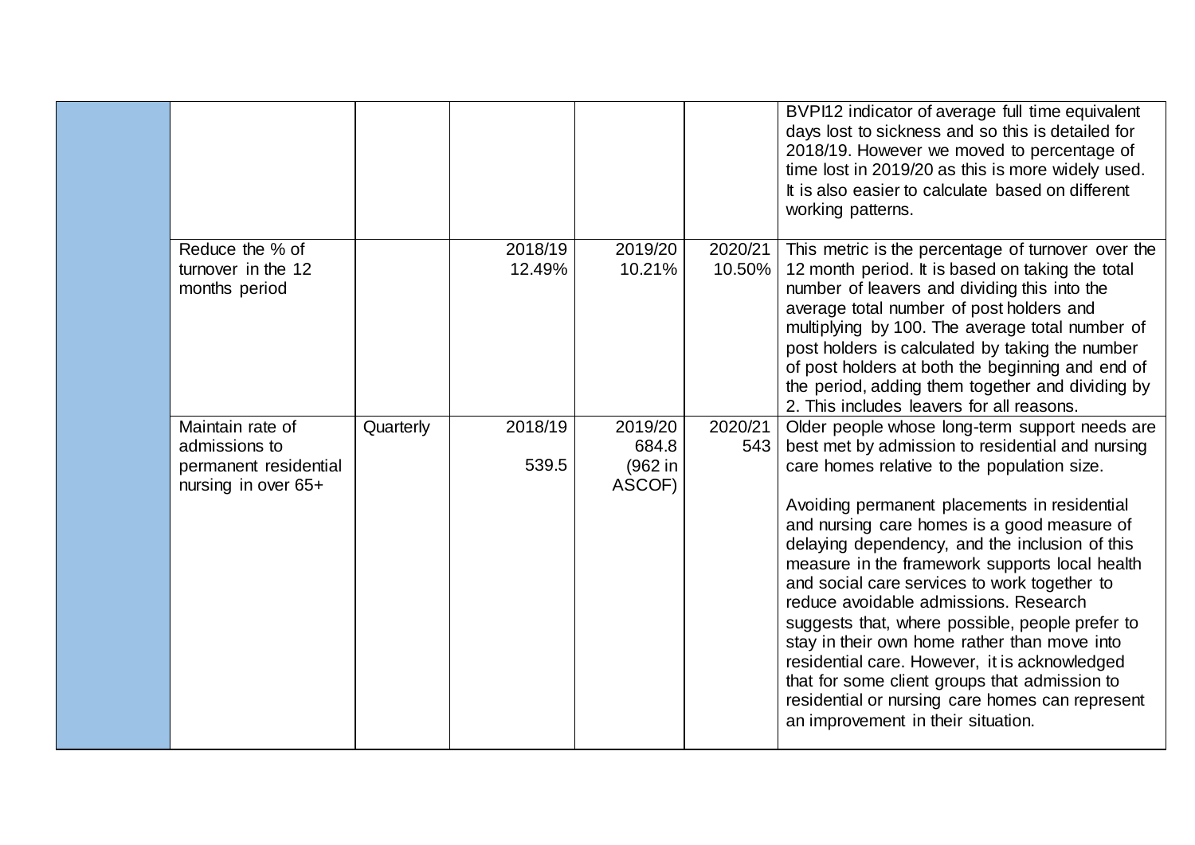| | | | | | | |
|---|---|---|---|---|---|---|
| | | | | | | BVPI12 indicator of average full time equivalent days lost to sickness and so this is detailed for 2018/19. However we moved to percentage of time lost in 2019/20 as this is more widely used. It is also easier to calculate based on different working patterns. |
| | Reduce the % of turnover in the 12 months period | | 2018/19 12.49% | 2019/20 10.21% | 2020/21 10.50% | This metric is the percentage of turnover over the 12 month period. It is based on taking the total number of leavers and dividing this into the average total number of post holders and multiplying by 100. The average total number of post holders is calculated by taking the number of post holders at both the beginning and end of the period, adding them together and dividing by 2. This includes leavers for all reasons. |
| | Maintain rate of admissions to permanent residential nursing in over 65+ | Quarterly | 2018/19 539.5 | 2019/20 684.8 (962 in ASCOF) | 2020/21 543 | Older people whose long-term support needs are best met by admission to residential and nursing care homes relative to the population size.<br><br>Avoiding permanent placements in residential and nursing care homes is a good measure of delaying dependency, and the inclusion of this measure in the framework supports local health and social care services to work together to reduce avoidable admissions. Research suggests that, where possible, people prefer to stay in their own home rather than move into residential care. However, it is acknowledged that for some client groups that admission to residential or nursing care homes can represent an improvement in their situation. |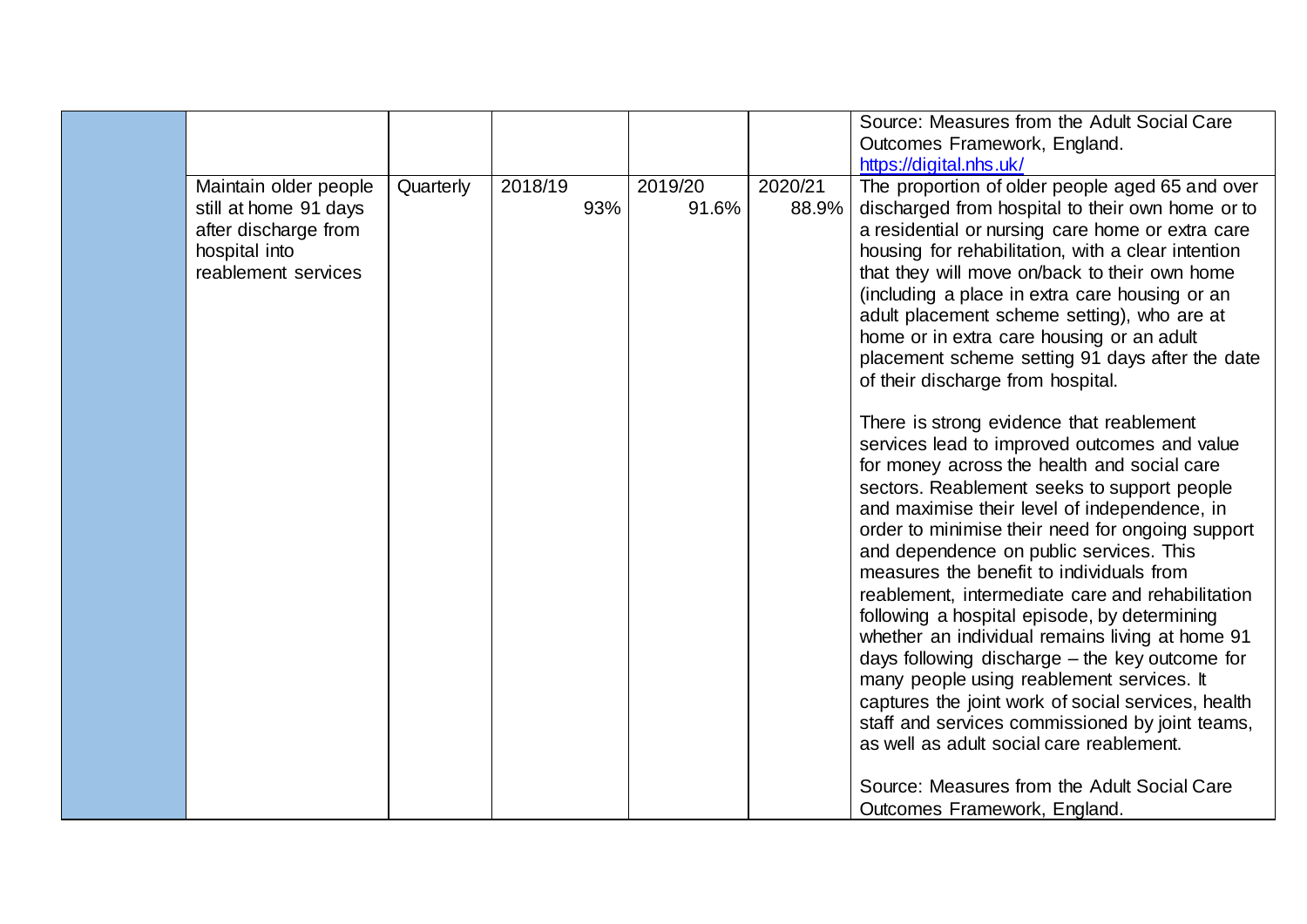| | | | | | | |
|---|---|---|---|---|---|---|
| | | | | | | Source: Measures from the Adult Social Care Outcomes Framework, England. https://digital.nhs.uk/ |
| | Maintain older people still at home 91 days after discharge from hospital into reablement services | Quarterly | 2018/19 93% | 2019/20 91.6% | 2020/21 88.9% | The proportion of older people aged 65 and over discharged from hospital to their own home or to a residential or nursing care home or extra care housing for rehabilitation, with a clear intention that they will move on/back to their own home (including a place in extra care housing or an adult placement scheme setting), who are at home or in extra care housing or an adult placement scheme setting 91 days after the date of their discharge from hospital.<br><br>There is strong evidence that reablement services lead to improved outcomes and value for money across the health and social care sectors. Reablement seeks to support people and maximise their level of independence, in order to minimise their need for ongoing support and dependence on public services. This measures the benefit to individuals from reablement, intermediate care and rehabilitation following a hospital episode, by determining whether an individual remains living at home 91 days following discharge – the key outcome for many people using reablement services. It captures the joint work of social services, health staff and services commissioned by joint teams, as well as adult social care reablement.<br><br>Source: Measures from the Adult Social Care Outcomes Framework, England. |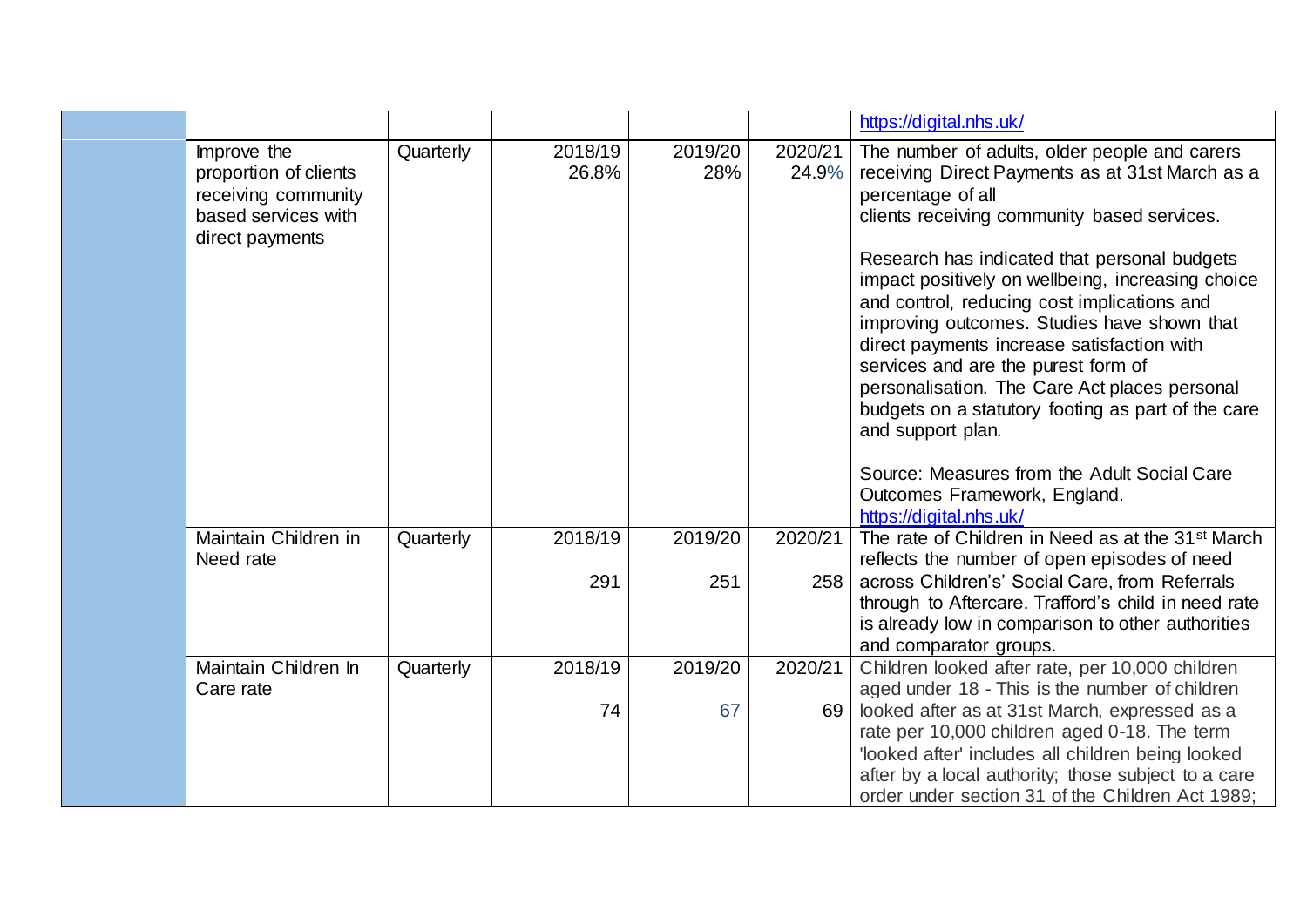| | | | | | | |
|---|---|---|---|---|---|---|
| | | | | | | https://digital.nhs.uk/ |
| | Improve the proportion of clients receiving community based services with direct payments | Quarterly | 2018/19 26.8% | 2019/20 28% | 2020/21 24.9% | The number of adults, older people and carers receiving Direct Payments as at 31st March as a percentage of all clients receiving community based services.<br><br>Research has indicated that personal budgets impact positively on wellbeing, increasing choice and control, reducing cost implications and improving outcomes. Studies have shown that direct payments increase satisfaction with services and are the purest form of personalisation. The Care Act places personal budgets on a statutory footing as part of the care and support plan.<br><br>Source: Measures from the Adult Social Care Outcomes Framework, England. https://digital.nhs.uk/ |
| | Maintain Children in Need rate | Quarterly | 2018/19<br><br>291 | 2019/20<br><br>251 | 2020/21<br><br>258 | The rate of Children in Need as at the 31st March reflects the number of open episodes of need across Children's' Social Care, from Referrals through to Aftercare. Trafford's child in need rate is already low in comparison to other authorities and comparator groups. |
| | Maintain Children In Care rate | Quarterly | 2018/19<br><br>74 | 2019/20<br><br>67 | 2020/21<br><br>69 | Children looked after rate, per 10,000 children aged under 18 - This is the number of children looked after as at 31st March, expressed as a rate per 10,000 children aged 0-18. The term 'looked after' includes all children being looked after by a local authority; those subject to a care order under section 31 of the Children Act 1989; |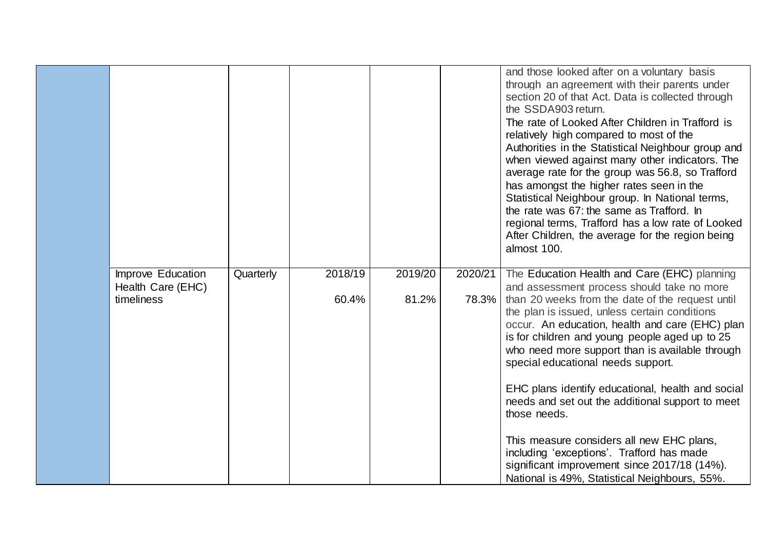|  |  |  |  |  |  |  |
|---|---|---|---|---|---|---|
|  |  |  |  |  |  | and those looked after on a voluntary basis through an agreement with their parents under section 20 of that Act. Data is collected through the SSDA903 return.<br>The rate of Looked After Children in Trafford is relatively high compared to most of the Authorities in the Statistical Neighbour group and when viewed against many other indicators. The average rate for the group was 56.8, so Trafford has amongst the higher rates seen in the Statistical Neighbour group. In National terms, the rate was 67: the same as Trafford. In regional terms, Trafford has a low rate of Looked After Children, the average for the region being almost 100. |
|  | Improve Education Health Care (EHC) timeliness | Quarterly | 2018/19<br><br>60.4% | 2019/20<br><br>81.2% | 2020/21<br><br>78.3% | The Education Health and Care (EHC) planning and assessment process should take no more than 20 weeks from the date of the request until the plan is issued, unless certain conditions occur. An education, health and care (EHC) plan is for children and young people aged up to 25 who need more support than is available through special educational needs support.<br><br>EHC plans identify educational, health and social needs and set out the additional support to meet those needs.<br><br>This measure considers all new EHC plans, including 'exceptions'. Trafford has made significant improvement since 2017/18 (14%). National is 49%, Statistical Neighbours, 55%. |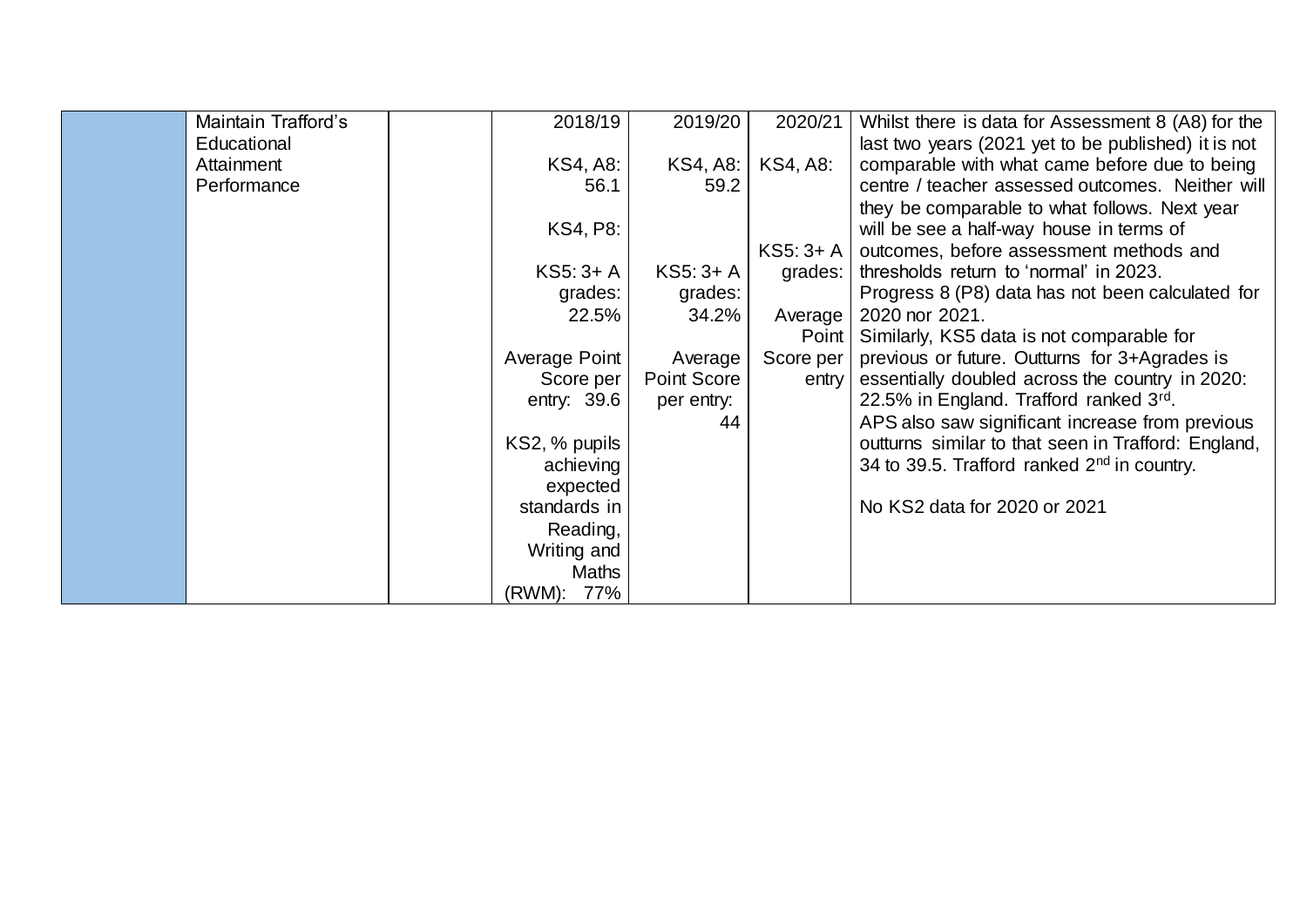| | | | | | | |
|---|---|---|---|---|---|---|
| | Maintain Trafford's Educational Attainment Performance | | 2018/19<br><br>KS4, A8: 56.1<br><br>KS4, P8:<br><br>KS5: 3+ A grades: 22.5%<br><br>Average Point Score per entry: 39.6<br><br>KS2, % pupils achieving expected standards in Reading, Writing and Maths (RWM): 77% | 2019/20<br><br>KS4, A8: 59.2<br><br>KS5: 3+ A grades: 34.2%<br><br>Average Point Score per entry: 44 | 2020/21<br><br>KS4, A8:<br><br>KS5: 3+ A grades:<br><br>Average Point Score per entry | Whilst there is data for Assessment 8 (A8) for the last two years (2021 yet to be published) it is not comparable with what came before due to being centre / teacher assessed outcomes. Neither will they be comparable to what follows. Next year will be see a half-way house in terms of outcomes, before assessment methods and thresholds return to 'normal' in 2023.<br>Progress 8 (P8) data has not been calculated for 2020 nor 2021.<br>Similarly, KS5 data is not comparable for previous or future. Outturns for 3+Agrades is essentially doubled across the country in 2020: 22.5% in England. Trafford ranked 3rd.<br>APS also saw significant increase from previous outturns similar to that seen in Trafford: England, 34 to 39.5. Trafford ranked 2nd in country.<br><br>No KS2 data for 2020 or 2021 |